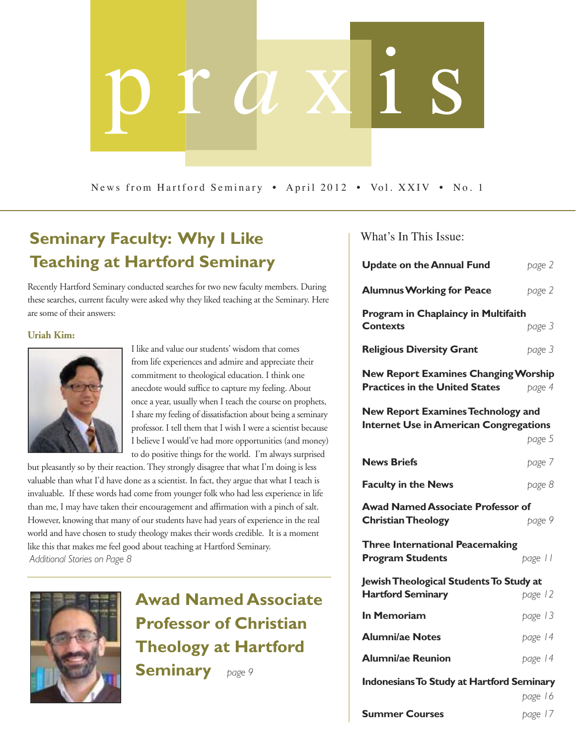# praxis

News from Hartford Seminary • April 2012 • Vol. XXIV • No. 1

## Seminary Faculty: Why I Like Teaching at Hartford Seminary

Recently Hartford Seminary conducted searches for two new faculty members. During these searches, current faculty were asked why they liked teaching at the Seminary. Here are some of their answers:

**Uriah Kim:**

I like and value our students' wisdom that comes from life experiences and admire and appreciate their commitment to theological education. I think one anecdote would suffice to capture my feeling. About once a year, usually when I teach the course on prophets, I share my feeling of dissatisfaction about being a seminary professor. I tell them that I wish I were a scientist because I believe I would've had more opportunities (and money) to do positive things for the world. I'm always surprised but pleasantly so by their reaction. They strongly disagree that what I'm doing is less valuable than what I'd have done as a scientist. In fact, they argue that what I teach is invaluable. If these words had come from younger folk who had less experience in life than me, I may have taken their encouragement and affirmation with a pinch of salt. However, knowing that many of our students have had years of experience in the real world and have chosen to study theology makes their words credible. It is a moment like this that makes me feel good about teaching at Hartford Seminary.

*Additional Stories on Page 8*

## Awad Named Associate Professor of Christian Theology at Hartford Seminary

*page 9*

### What's In This Issue:

| | |
|---|---|
| **Update on the Annual Fund** | *page 2* |
| **Alumnus Working for Peace** | *page 2* |
| **Program in Chaplaincy in Multifaith Contexts** | *page 3* |
| **Religious Diversity Grant** | *page 3* |
| **New Report Examines Changing Worship Practices in the United States** | *page 4* |
| **New Report Examines Technology and Internet Use in American Congregations** | *page 5* |
| **News Briefs** | *page 7* |
| **Faculty in the News** | *page 8* |
| **Awad Named Associate Professor of Christian Theology** | *page 9* |
| **Three International Peacemaking Program Students** | *page 11* |
| **Jewish Theological Students To Study at Hartford Seminary** | *page 12* |
| **In Memoriam** | *page 13* |
| **Alumni/ae Notes** | *page 14* |
| **Alumni/ae Reunion** | *page 14* |
| **Indonesians To Study at Hartford Seminary** | *page 16* |
| **Summer Courses** | *page 17* |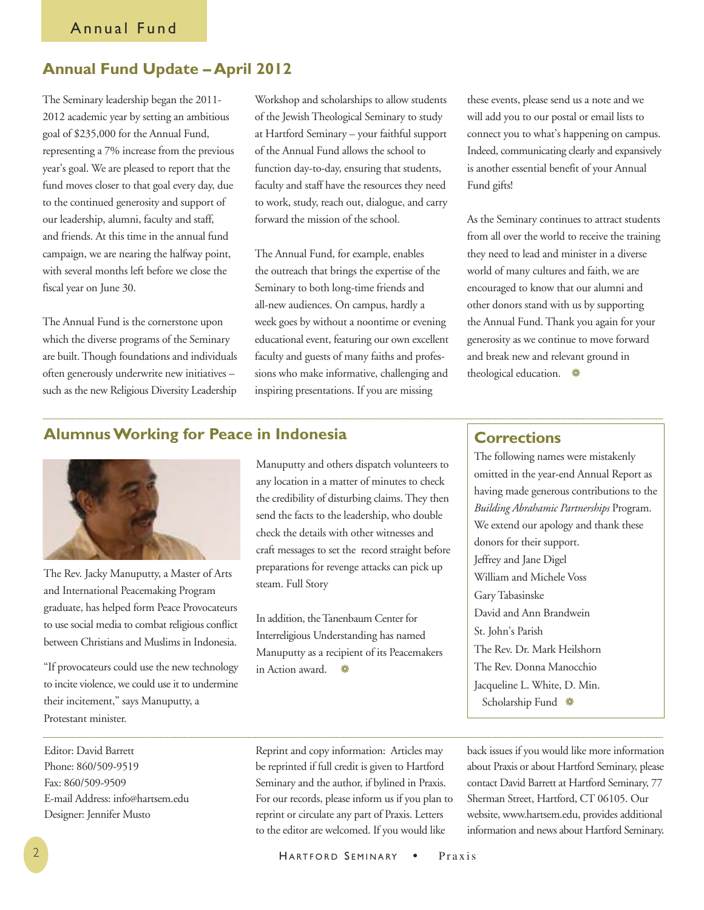## Annual Fund Update – April 2012

The Seminary leadership began the 2011-2012 academic year by setting an ambitious goal of $235,000 for the Annual Fund, representing a 7% increase from the previous year's goal. We are pleased to report that the fund moves closer to that goal every day, due to the continued generosity and support of our leadership, alumni, faculty and staff, and friends. At this time in the annual fund campaign, we are nearing the halfway point, with several months left before we close the fiscal year on June 30.

The Annual Fund is the cornerstone upon which the diverse programs of the Seminary are built. Though foundations and individuals often generously underwrite new initiatives – such as the new Religious Diversity Leadership Workshop and scholarships to allow students of the Jewish Theological Seminary to study at Hartford Seminary – your faithful support of the Annual Fund allows the school to function day-to-day, ensuring that students, faculty and staff have the resources they need to work, study, reach out, dialogue, and carry forward the mission of the school.

The Annual Fund, for example, enables the outreach that brings the expertise of the Seminary to both long-time friends and all-new audiences. On campus, hardly a week goes by without a noontime or evening educational event, featuring our own excellent faculty and guests of many faiths and professions who make informative, challenging and inspiring presentations. If you are missing these events, please send us a note and we will add you to our postal or email lists to connect you to what's happening on campus. Indeed, communicating clearly and expansively is another essential benefit of your Annual Fund gifts!

As the Seminary continues to attract students from all over the world to receive the training they need to lead and minister in a diverse world of many cultures and faith, we are encouraged to know that our alumni and other donors stand with us by supporting the Annual Fund. Thank you again for your generosity as we continue to move forward and break new and relevant ground in theological education.

## Alumnus Working for Peace in Indonesia

The Rev. Jacky Manuputty, a Master of Arts and International Peacemaking Program graduate, has helped form Peace Provocateurs to use social media to combat religious conflict between Christians and Muslims in Indonesia.

"If provocateurs could use the new technology to incite violence, we could use it to undermine their incitement," says Manuputty, a Protestant minister.

Manuputty and others dispatch volunteers to any location in a matter of minutes to check the credibility of disturbing claims. They then send the facts to the leadership, who double check the details with other witnesses and craft messages to set the record straight before preparations for revenge attacks can pick up steam. Full Story

In addition, the Tanenbaum Center for Interreligious Understanding has named Manuputty as a recipient of its Peacemakers in Action award.

## Corrections

The following names were mistakenly omitted in the year-end Annual Report as having made generous contributions to the *Building Abrahamic Partnerships* Program. We extend our apology and thank these donors for their support.

Jeffrey and Jane Digel
William and Michele Voss
Gary Tabasinske
David and Ann Brandwein
St. John's Parish
The Rev. Dr. Mark Heilshorn
The Rev. Donna Manocchio
Jacqueline L. White, D. Min. Scholarship Fund

---

Editor: David Barrett
Phone: 860/509-9519
Fax: 860/509-9509
E-mail Address: info@hartsem.edu
Designer: Jennifer Musto

Reprint and copy information: Articles may be reprinted if full credit is given to Hartford Seminary and the author, if bylined in Praxis. For our records, please inform us if you plan to reprint or circulate any part of Praxis. Letters to the editor are welcomed. If you would like back issues if you would like more information about Praxis or about Hartford Seminary, please contact David Barrett at Hartford Seminary, 77 Sherman Street, Hartford, CT 06105. Our website, www.hartsem.edu, provides additional information and news about Hartford Seminary.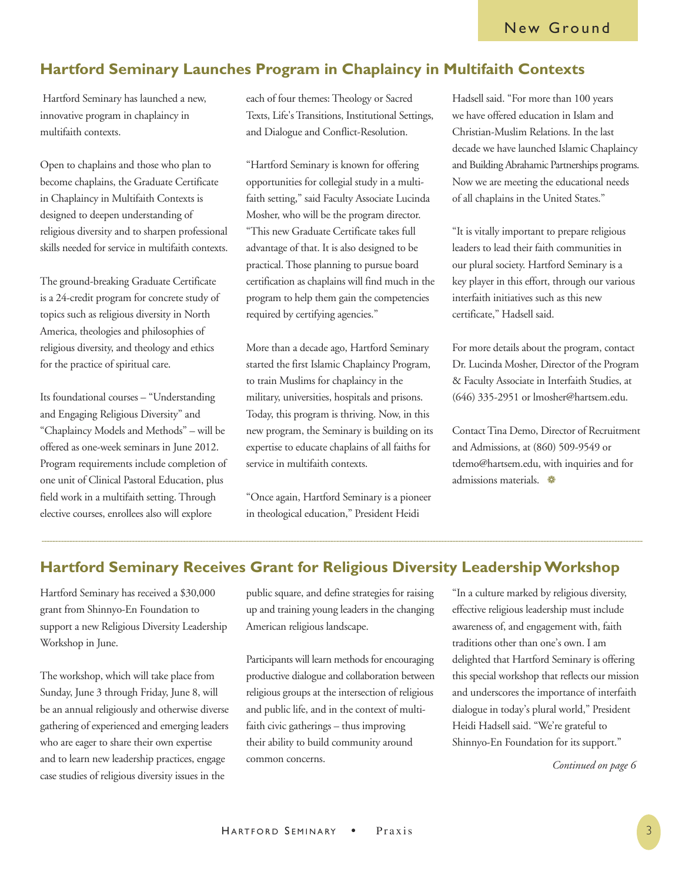## Hartford Seminary Launches Program in Chaplaincy in Multifaith Contexts

Hartford Seminary has launched a new, innovative program in chaplaincy in multifaith contexts.

Open to chaplains and those who plan to become chaplains, the Graduate Certificate in Chaplaincy in Multifaith Contexts is designed to deepen understanding of religious diversity and to sharpen professional skills needed for service in multifaith contexts.

The ground-breaking Graduate Certificate is a 24-credit program for concrete study of topics such as religious diversity in North America, theologies and philosophies of religious diversity, and theology and ethics for the practice of spiritual care.

Its foundational courses – "Understanding and Engaging Religious Diversity" and "Chaplaincy Models and Methods" – will be offered as one-week seminars in June 2012. Program requirements include completion of one unit of Clinical Pastoral Education, plus field work in a multifaith setting. Through elective courses, enrollees also will explore each of four themes: Theology or Sacred Texts, Life's Transitions, Institutional Settings, and Dialogue and Conflict-Resolution.

"Hartford Seminary is known for offering opportunities for collegial study in a multi-faith setting," said Faculty Associate Lucinda Mosher, who will be the program director. "This new Graduate Certificate takes full advantage of that. It is also designed to be practical. Those planning to pursue board certification as chaplains will find much in the program to help them gain the competencies required by certifying agencies."

More than a decade ago, Hartford Seminary started the first Islamic Chaplaincy Program, to train Muslims for chaplaincy in the military, universities, hospitals and prisons. Today, this program is thriving. Now, in this new program, the Seminary is building on its expertise to educate chaplains of all faiths for service in multifaith contexts.

"Once again, Hartford Seminary is a pioneer in theological education," President Heidi Hadsell said. "For more than 100 years we have offered education in Islam and Christian-Muslim Relations. In the last decade we have launched Islamic Chaplaincy and Building Abrahamic Partnerships programs. Now we are meeting the educational needs of all chaplains in the United States."

"It is vitally important to prepare religious leaders to lead their faith communities in our plural society. Hartford Seminary is a key player in this effort, through our various interfaith initiatives such as this new certificate," Hadsell said.

For more details about the program, contact Dr. Lucinda Mosher, Director of the Program & Faculty Associate in Interfaith Studies, at (646) 335-2951 or lmosher@hartsem.edu.

Contact Tina Demo, Director of Recruitment and Admissions, at (860) 509-9549 or tdemo@hartsem.edu, with inquiries and for admissions materials.

---

## Hartford Seminary Receives Grant for Religious Diversity Leadership Workshop

Hartford Seminary has received a $30,000 grant from Shinnyo-En Foundation to support a new Religious Diversity Leadership Workshop in June.

The workshop, which will take place from Sunday, June 3 through Friday, June 8, will be an annual religiously and otherwise diverse gathering of experienced and emerging leaders who are eager to share their own expertise and to learn new leadership practices, engage case studies of religious diversity issues in the public square, and define strategies for raising up and training young leaders in the changing American religious landscape.

Participants will learn methods for encouraging productive dialogue and collaboration between religious groups at the intersection of religious and public life, and in the context of multi-faith civic gatherings – thus improving their ability to build community around common concerns.

"In a culture marked by religious diversity, effective religious leadership must include awareness of, and engagement with, faith traditions other than one's own. I am delighted that Hartford Seminary is offering this special workshop that reflects our mission and underscores the importance of interfaith dialogue in today's plural world," President Heidi Hadsell said. "We're grateful to Shinnyo-En Foundation for its support."

*Continued on page 6*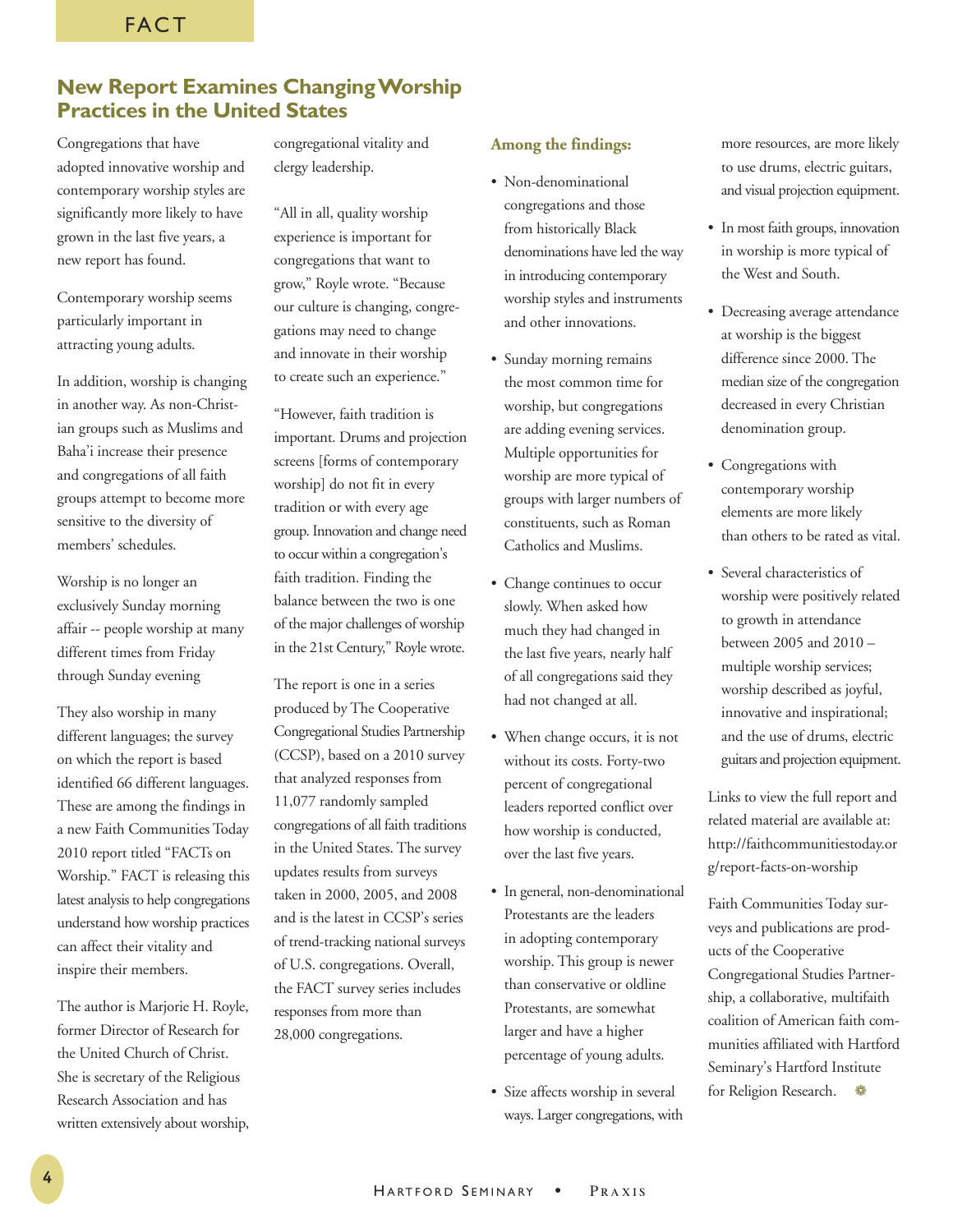FACT

## New Report Examines Changing Worship Practices in the United States

Congregations that have adopted innovative worship and contemporary worship styles are significantly more likely to have grown in the last five years, a new report has found.

Contemporary worship seems particularly important in attracting young adults.

In addition, worship is changing in another way. As non-Christian groups such as Muslims and Baha'i increase their presence and congregations of all faith groups attempt to become more sensitive to the diversity of members' schedules.

Worship is no longer an exclusively Sunday morning affair -- people worship at many different times from Friday through Sunday evening

They also worship in many different languages; the survey on which the report is based identified 66 different languages. These are among the findings in a new Faith Communities Today 2010 report titled "FACTs on Worship." FACT is releasing this latest analysis to help congregations understand how worship practices can affect their vitality and inspire their members.

The author is Marjorie H. Royle, former Director of Research for the United Church of Christ. She is secretary of the Religious Research Association and has written extensively about worship, congregational vitality and clergy leadership.

"All in all, quality worship experience is important for congregations that want to grow," Royle wrote. "Because our culture is changing, congregations may need to change and innovate in their worship to create such an experience."

"However, faith tradition is important. Drums and projection screens [forms of contemporary worship] do not fit in every tradition or with every age group. Innovation and change need to occur within a congregation's faith tradition. Finding the balance between the two is one of the major challenges of worship in the 21st Century," Royle wrote.

The report is one in a series produced by The Cooperative Congregational Studies Partnership (CCSP), based on a 2010 survey that analyzed responses from 11,077 randomly sampled congregations of all faith traditions in the United States. The survey updates results from surveys taken in 2000, 2005, and 2008 and is the latest in CCSP's series of trend-tracking national surveys of U.S. congregations. Overall, the FACT survey series includes responses from more than 28,000 congregations.

**Among the findings:**

- Non-denominational congregations and those from historically Black denominations have led the way in introducing contemporary worship styles and instruments and other innovations.
- Sunday morning remains the most common time for worship, but congregations are adding evening services. Multiple opportunities for worship are more typical of groups with larger numbers of constituents, such as Roman Catholics and Muslims.
- Change continues to occur slowly. When asked how much they had changed in the last five years, nearly half of all congregations said they had not changed at all.
- When change occurs, it is not without its costs. Forty-two percent of congregational leaders reported conflict over how worship is conducted, over the last five years.
- In general, non-denominational Protestants are the leaders in adopting contemporary worship. This group is newer than conservative or oldline Protestants, are somewhat larger and have a higher percentage of young adults.
- Size affects worship in several ways. Larger congregations, with more resources, are more likely to use drums, electric guitars, and visual projection equipment.
- In most faith groups, innovation in worship is more typical of the West and South.
- Decreasing average attendance at worship is the biggest difference since 2000. The median size of the congregation decreased in every Christian denomination group.
- Congregations with contemporary worship elements are more likely than others to be rated as vital.
- Several characteristics of worship were positively related to growth in attendance between 2005 and 2010 – multiple worship services; worship described as joyful, innovative and inspirational; and the use of drums, electric guitars and projection equipment.

Links to view the full report and related material are available at: http://faithcommunitiestoday.org/report-facts-on-worship

Faith Communities Today surveys and publications are products of the Cooperative Congregational Studies Partnership, a collaborative, multifaith coalition of American faith communities affiliated with Hartford Seminary's Hartford Institute for Religion Research.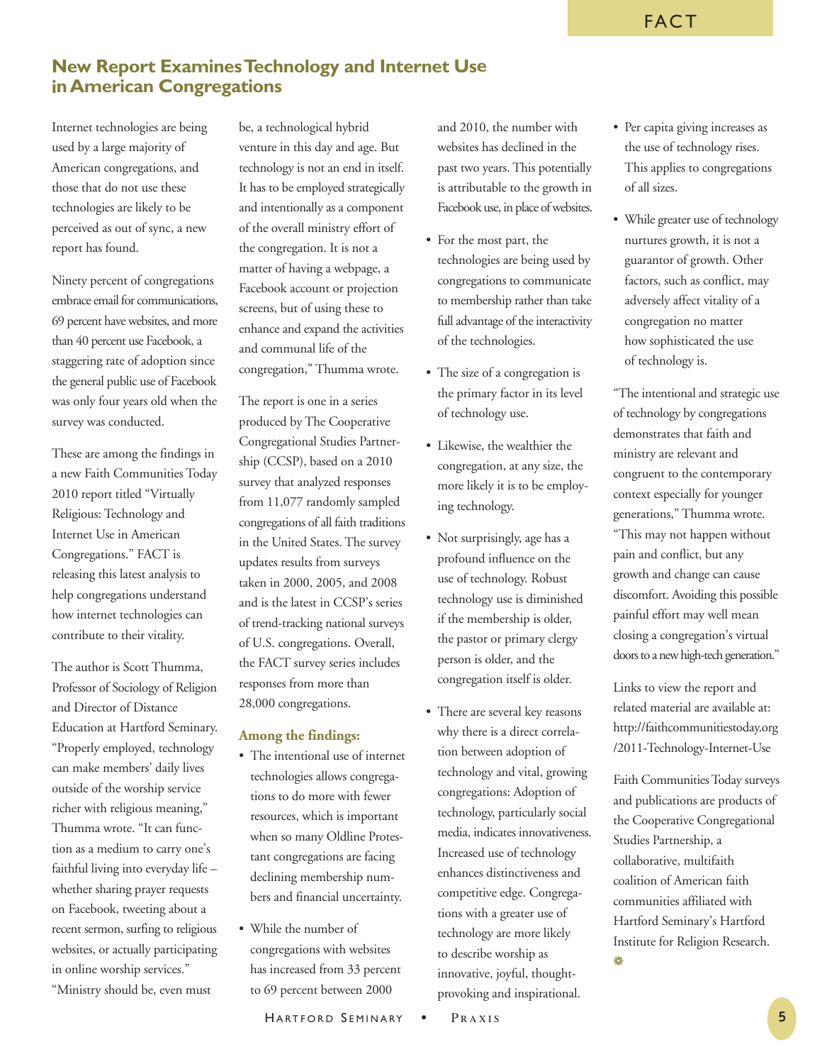## New Report Examines Technology and Internet Use in American Congregations

Internet technologies are being used by a large majority of American congregations, and those that do not use these technologies are likely to be perceived as out of sync, a new report has found.

Ninety percent of congregations embrace email for communications, 69 percent have websites, and more than 40 percent use Facebook, a staggering rate of adoption since the general public use of Facebook was only four years old when the survey was conducted.

These are among the findings in a new Faith Communities Today 2010 report titled "Virtually Religious: Technology and Internet Use in American Congregations." FACT is releasing this latest analysis to help congregations understand how internet technologies can contribute to their vitality.

The author is Scott Thumma, Professor of Sociology of Religion and Director of Distance Education at Hartford Seminary. "Properly employed, technology can make members' daily lives outside of the worship service richer with religious meaning," Thumma wrote. "It can function as a medium to carry one's faithful living into everyday life – whether sharing prayer requests on Facebook, tweeting about a recent sermon, surfing to religious websites, or actually participating in online worship services." "Ministry should be, even must be, a technological hybrid venture in this day and age. But technology is not an end in itself. It has to be employed strategically and intentionally as a component of the overall ministry effort of the congregation. It is not a matter of having a webpage, a Facebook account or projection screens, but of using these to enhance and expand the activities and communal life of the congregation," Thumma wrote.

The report is one in a series produced by The Cooperative Congregational Studies Partnership (CCSP), based on a 2010 survey that analyzed responses from 11,077 randomly sampled congregations of all faith traditions in the United States. The survey updates results from surveys taken in 2000, 2005, and 2008 and is the latest in CCSP's series of trend-tracking national surveys of U.S. congregations. Overall, the FACT survey series includes responses from more than 28,000 congregations.

**Among the findings:**

- The intentional use of internet technologies allows congregations to do more with fewer resources, which is important when so many Oldline Protestant congregations are facing declining membership numbers and financial uncertainty.
- While the number of congregations with websites has increased from 33 percent to 69 percent between 2000 and 2010, the number with websites has declined in the past two years. This potentially is attributable to the growth in Facebook use, in place of websites.
- For the most part, the technologies are being used by congregations to communicate to membership rather than take full advantage of the interactivity of the technologies.
- The size of a congregation is the primary factor in its level of technology use.
- Likewise, the wealthier the congregation, at any size, the more likely it is to be employing technology.
- Not surprisingly, age has a profound influence on the use of technology. Robust technology use is diminished if the membership is older, the pastor or primary clergy person is older, and the congregation itself is older.
- There are several key reasons why there is a direct correlation between adoption of technology and vital, growing congregations: Adoption of technology, particularly social media, indicates innovativeness. Increased use of technology enhances distinctiveness and competitive edge. Congregations with a greater use of technology are more likely to describe worship as innovative, joyful, thought-provoking and inspirational.
- Per capita giving increases as the use of technology rises. This applies to congregations of all sizes.
- While greater use of technology nurtures growth, it is not a guarantor of growth. Other factors, such as conflict, may adversely affect vitality of a congregation no matter how sophisticated the use of technology is.

"The intentional and strategic use of technology by congregations demonstrates that faith and ministry are relevant and congruent to the contemporary context especially for younger generations," Thumma wrote. "This may not happen without pain and conflict, but any growth and change can cause discomfort. Avoiding this possible painful effort may well mean closing a congregation's virtual doors to a new high-tech generation."

Links to view the report and related material are available at: http://faithcommunitiestoday.org/2011-Technology-Internet-Use

Faith Communities Today surveys and publications are products of the Cooperative Congregational Studies Partnership, a collaborative, multifaith coalition of American faith communities affiliated with Hartford Seminary's Hartford Institute for Religion Research.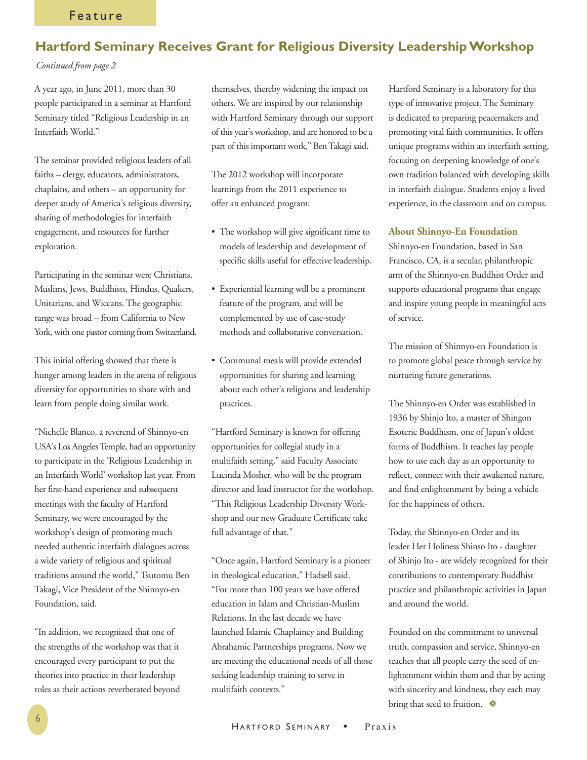Feature

## Hartford Seminary Receives Grant for Religious Diversity Leadership Workshop

*Continued from page 2*

A year ago, in June 2011, more than 30 people participated in a seminar at Hartford Seminary titled "Religious Leadership in an Interfaith World."

The seminar provided religious leaders of all faiths – clergy, educators, administrators, chaplains, and others – an opportunity for deeper study of America's religious diversity, sharing of methodologies for interfaith engagement, and resources for further exploration.

Participating in the seminar were Christians, Muslims, Jews, Buddhists, Hindus, Quakers, Unitarians, and Wiccans. The geographic range was broad – from California to New York, with one pastor coming from Switzerland.

This initial offering showed that there is hunger among leaders in the arena of religious diversity for opportunities to share with and learn from people doing similar work.

"Nichelle Blanco, a reverend of Shinnyo-en USA's Los Angeles Temple, had an opportunity to participate in the 'Religious Leadership in an Interfaith World' workshop last year. From her first-hand experience and subsequent meetings with the faculty of Hartford Seminary, we were encouraged by the workshop's design of promoting much needed authentic interfaith dialogues across a wide variety of religious and spiritual traditions around the world," Tsutomu Ben Takagi, Vice President of the Shinnyo-en Foundation, said.

"In addition, we recognized that one of the strengths of the workshop was that it encouraged every participant to put the theories into practice in their leadership roles as their actions reverberated beyond themselves, thereby widening the impact on others. We are inspired by our relationship with Hartford Seminary through our support of this year's workshop, and are honored to be a part of this important work," Ben Takagi said.

The 2012 workshop will incorporate learnings from the 2011 experience to offer an enhanced program:

- The workshop will give significant time to models of leadership and development of specific skills useful for effective leadership.
- Experiential learning will be a prominent feature of the program, and will be complemented by use of case-study methods and collaborative conversation.
- Communal meals will provide extended opportunities for sharing and learning about each other's religions and leadership practices.

"Hartford Seminary is known for offering opportunities for collegial study in a multifaith setting," said Faculty Associate Lucinda Mosher, who will be the program director and lead instructor for the workshop. "This Religious Leadership Diversity Workshop and our new Graduate Certificate take full advantage of that."

"Once again, Hartford Seminary is a pioneer in theological education," Hadsell said. "For more than 100 years we have offered education in Islam and Christian-Muslim Relations. In the last decade we have launched Islamic Chaplaincy and Building Abrahamic Partnerships programs. Now we are meeting the educational needs of all those seeking leadership training to serve in multifaith contexts."

Hartford Seminary is a laboratory for this type of innovative project. The Seminary is dedicated to preparing peacemakers and promoting vital faith communities. It offers unique programs within an interfaith setting, focusing on deepening knowledge of one's own tradition balanced with developing skills in interfaith dialogue. Students enjoy a lived experience, in the classroom and on campus.

### About Shinnyo-En Foundation

Shinnyo-en Foundation, based in San Francisco, CA, is a secular, philanthropic arm of the Shinnyo-en Buddhist Order and supports educational programs that engage and inspire young people in meaningful acts of service.

The mission of Shinnyo-en Foundation is to promote global peace through service by nurturing future generations.

The Shinnyo-en Order was established in 1936 by Shinjo Ito, a master of Shingon Esoteric Buddhism, one of Japan's oldest forms of Buddhism. It teaches lay people how to use each day as an opportunity to reflect, connect with their awakened nature, and find enlightenment by being a vehicle for the happiness of others.

Today, the Shinnyo-en Order and its leader Her Holiness Shinso Ito - daughter of Shinjo Ito - are widely recognized for their contributions to contemporary Buddhist practice and philanthropic activities in Japan and around the world.

Founded on the commitment to universal truth, compassion and service, Shinnyo-en teaches that all people carry the seed of enlightenment within them and that by acting with sincerity and kindness, they each may bring that seed to fruition.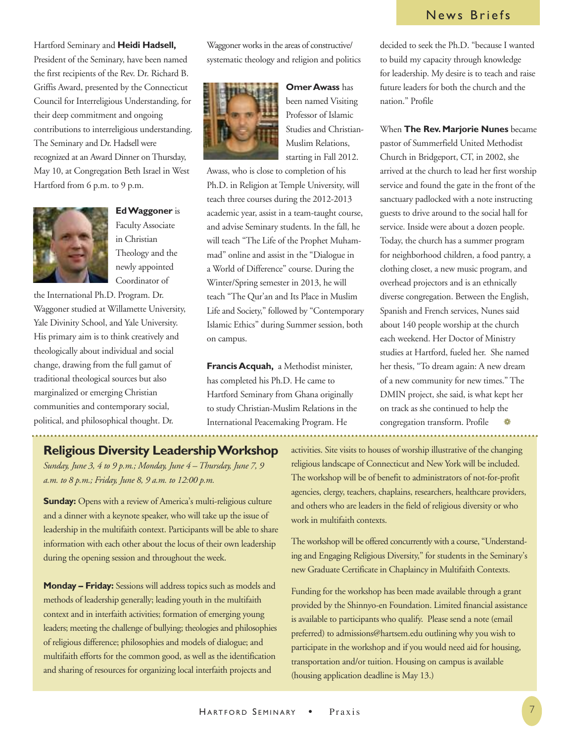## News Briefs

Hartford Seminary and **Heidi Hadsell,** President of the Seminary, have been named the first recipients of the Rev. Dr. Richard B. Griffis Award, presented by the Connecticut Council for Interreligious Understanding, for their deep commitment and ongoing contributions to interreligious understanding. The Seminary and Dr. Hadsell were recognized at an Award Dinner on Thursday, May 10, at Congregation Beth Israel in West Hartford from 6 p.m. to 9 p.m.

**Ed Waggoner** is Faculty Associate in Christian Theology and the newly appointed Coordinator of the International Ph.D. Program. Dr. Waggoner studied at Willamette University, Yale Divinity School, and Yale University. His primary aim is to think creatively and theologically about individual and social change, drawing from the full gamut of traditional theological sources but also marginalized or emerging Christian communities and contemporary social, political, and philosophical thought. Dr. Waggoner works in the areas of constructive/systematic theology and religion and politics

**Omer Awass** has been named Visiting Professor of Islamic Studies and Christian-Muslim Relations, starting in Fall 2012. Awass, who is close to completion of his Ph.D. in Religion at Temple University, will teach three courses during the 2012-2013 academic year, assist in a team-taught course, and advise Seminary students. In the fall, he will teach "The Life of the Prophet Muhammad" online and assist in the "Dialogue in a World of Difference" course. During the Winter/Spring semester in 2013, he will teach "The Qur'an and Its Place in Muslim Life and Society," followed by "Contemporary Islamic Ethics" during Summer session, both on campus.

**Francis Acquah,** a Methodist minister, has completed his Ph.D. He came to Hartford Seminary from Ghana originally to study Christian-Muslim Relations in the International Peacemaking Program. He decided to seek the Ph.D. "because I wanted to build my capacity through knowledge for leadership. My desire is to teach and raise future leaders for both the church and the nation." Profile

When **The Rev. Marjorie Nunes** became pastor of Summerfield United Methodist Church in Bridgeport, CT, in 2002, she arrived at the church to lead her first worship service and found the gate in the front of the sanctuary padlocked with a note instructing guests to drive around to the social hall for service. Inside were about a dozen people. Today, the church has a summer program for neighborhood children, a food pantry, a clothing closet, a new music program, and overhead projectors and is an ethnically diverse congregation. Between the English, Spanish and French services, Nunes said about 140 people worship at the church each weekend. Her Doctor of Ministry studies at Hartford, fueled her. She named her thesis, "To dream again: A new dream of a new community for new times." The DMIN project, she said, is what kept her on track as she continued to help the congregation transform. Profile

## Religious Diversity Leadership Workshop

*Sunday, June 3, 4 to 9 p.m.; Monday, June 4 – Thursday, June 7, 9 a.m. to 8 p.m.; Friday, June 8, 9 a.m. to 12:00 p.m.*

**Sunday:** Opens with a review of America's multi-religious culture and a dinner with a keynote speaker, who will take up the issue of leadership in the multifaith context. Participants will be able to share information with each other about the locus of their own leadership during the opening session and throughout the week.

**Monday – Friday:** Sessions will address topics such as models and methods of leadership generally; leading youth in the multifaith context and in interfaith activities; formation of emerging young leaders; meeting the challenge of bullying; theologies and philosophies of religious difference; philosophies and models of dialogue; and multifaith efforts for the common good, as well as the identification and sharing of resources for organizing local interfaith projects and activities. Site visits to houses of worship illustrative of the changing religious landscape of Connecticut and New York will be included. The workshop will be of benefit to administrators of not-for-profit agencies, clergy, teachers, chaplains, researchers, healthcare providers, and others who are leaders in the field of religious diversity or who work in multifaith contexts.

The workshop will be offered concurrently with a course, "Understanding and Engaging Religious Diversity," for students in the Seminary's new Graduate Certificate in Chaplaincy in Multifaith Contexts.

Funding for the workshop has been made available through a grant provided by the Shinnyo-en Foundation. Limited financial assistance is available to participants who qualify. Please send a note (email preferred) to admissions@hartsem.edu outlining why you wish to participate in the workshop and if you would need aid for housing, transportation and/or tuition. Housing on campus is available (housing application deadline is May 13.)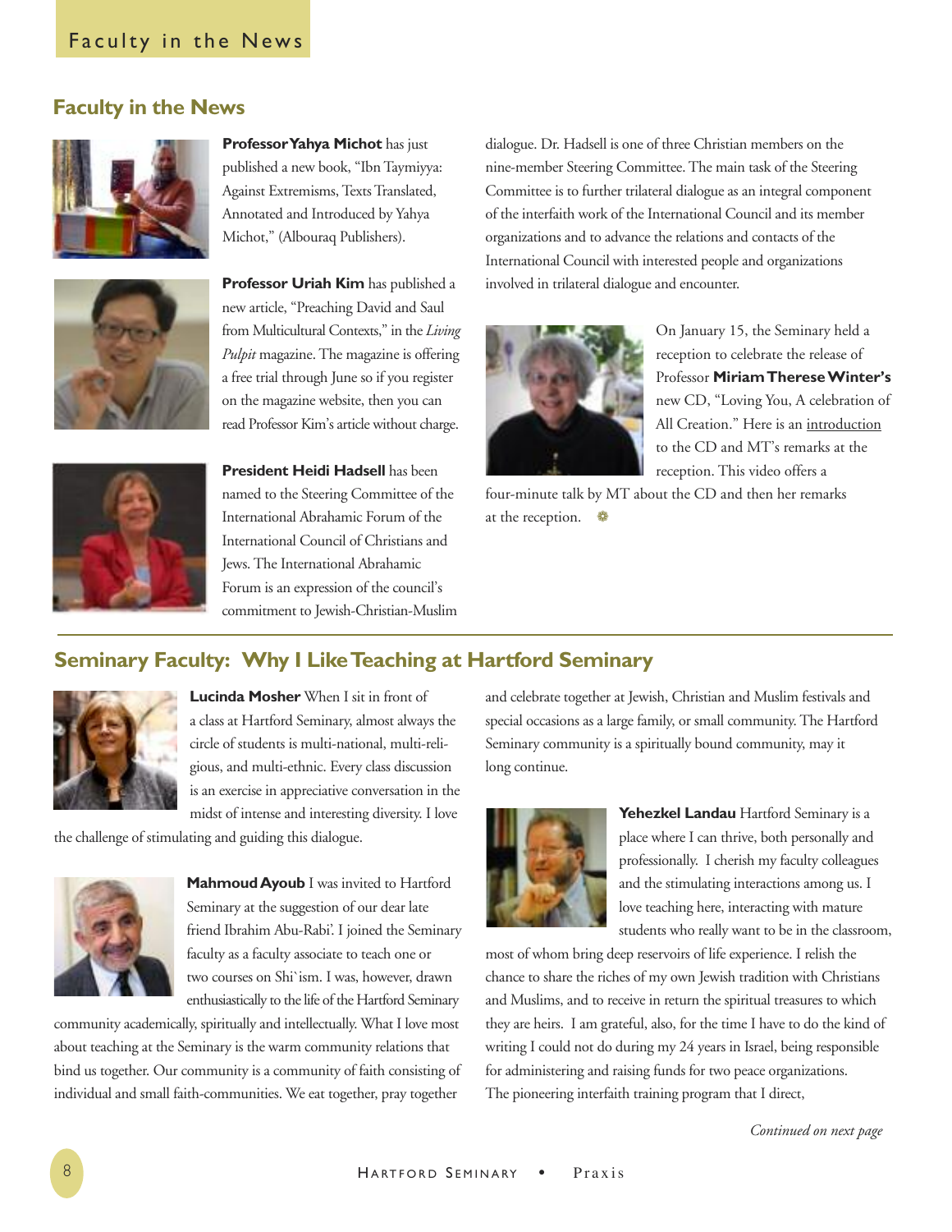## Faculty in the News

**Professor Yahya Michot** has just published a new book, "Ibn Taymiyya: Against Extremisms, Texts Translated, Annotated and Introduced by Yahya Michot," (Albouraq Publishers).

**Professor Uriah Kim** has published a new article, "Preaching David and Saul from Multicultural Contexts," in the *Living Pulpit* magazine. The magazine is offering a free trial through June so if you register on the magazine website, then you can read Professor Kim's article without charge.

**President Heidi Hadsell** has been named to the Steering Committee of the International Abrahamic Forum of the International Council of Christians and Jews. The International Abrahamic Forum is an expression of the council's commitment to Jewish-Christian-Muslim dialogue. Dr. Hadsell is one of three Christian members on the nine-member Steering Committee. The main task of the Steering Committee is to further trilateral dialogue as an integral component of the interfaith work of the International Council and its member organizations and to advance the relations and contacts of the International Council with interested people and organizations involved in trilateral dialogue and encounter.

On January 15, the Seminary held a reception to celebrate the release of Professor **Miriam Therese Winter's** new CD, "Loving You, A celebration of All Creation." Here is an introduction to the CD and MT's remarks at the reception. This video offers a four-minute talk by MT about the CD and then her remarks at the reception.

## Seminary Faculty: Why I Like Teaching at Hartford Seminary

**Lucinda Mosher** When I sit in front of a class at Hartford Seminary, almost always the circle of students is multi-national, multi-religious, and multi-ethnic. Every class discussion is an exercise in appreciative conversation in the midst of intense and interesting diversity. I love the challenge of stimulating and guiding this dialogue.

**Mahmoud Ayoub** I was invited to Hartford Seminary at the suggestion of our dear late friend Ibrahim Abu-Rabi'. I joined the Seminary faculty as a faculty associate to teach one or two courses on Shi`ism. I was, however, drawn enthusiastically to the life of the Hartford Seminary community academically, spiritually and intellectually. What I love most about teaching at the Seminary is the warm community relations that bind us together. Our community is a community of faith consisting of individual and small faith-communities. We eat together, pray together and celebrate together at Jewish, Christian and Muslim festivals and special occasions as a large family, or small community. The Hartford Seminary community is a spiritually bound community, may it long continue.

**Yehezkel Landau** Hartford Seminary is a place where I can thrive, both personally and professionally. I cherish my faculty colleagues and the stimulating interactions among us. I love teaching here, interacting with mature students who really want to be in the classroom, most of whom bring deep reservoirs of life experience. I relish the chance to share the riches of my own Jewish tradition with Christians and Muslims, and to receive in return the spiritual treasures to which they are heirs. I am grateful, also, for the time I have to do the kind of writing I could not do during my 24 years in Israel, being responsible for administering and raising funds for two peace organizations. The pioneering interfaith training program that I direct,

*Continued on next page*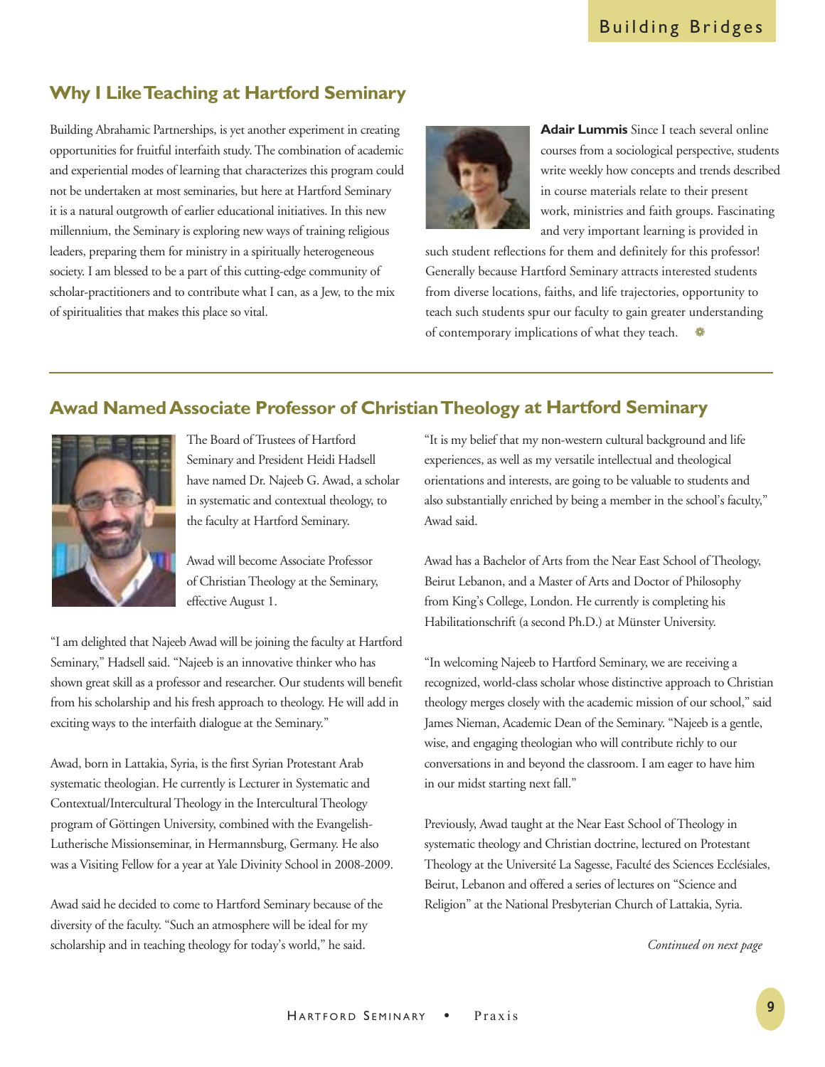## Why I Like Teaching at Hartford Seminary

Building Abrahamic Partnerships, is yet another experiment in creating opportunities for fruitful interfaith study. The combination of academic and experiential modes of learning that characterizes this program could not be undertaken at most seminaries, but here at Hartford Seminary it is a natural outgrowth of earlier educational initiatives. In this new millennium, the Seminary is exploring new ways of training religious leaders, preparing them for ministry in a spiritually heterogeneous society. I am blessed to be a part of this cutting-edge community of scholar-practitioners and to contribute what I can, as a Jew, to the mix of spiritualities that makes this place so vital.

**Adair Lummis** Since I teach several online courses from a sociological perspective, students write weekly how concepts and trends described in course materials relate to their present work, ministries and faith groups. Fascinating and very important learning is provided in such student reflections for them and definitely for this professor! Generally because Hartford Seminary attracts interested students from diverse locations, faiths, and life trajectories, opportunity to teach such students spur our faculty to gain greater understanding of contemporary implications of what they teach.

## Awad Named Associate Professor of Christian Theology at Hartford Seminary

The Board of Trustees of Hartford Seminary and President Heidi Hadsell have named Dr. Najeeb G. Awad, a scholar in systematic and contextual theology, to the faculty at Hartford Seminary.

Awad will become Associate Professor of Christian Theology at the Seminary, effective August 1.

"I am delighted that Najeeb Awad will be joining the faculty at Hartford Seminary," Hadsell said. "Najeeb is an innovative thinker who has shown great skill as a professor and researcher. Our students will benefit from his scholarship and his fresh approach to theology. He will add in exciting ways to the interfaith dialogue at the Seminary."

Awad, born in Lattakia, Syria, is the first Syrian Protestant Arab systematic theologian. He currently is Lecturer in Systematic and Contextual/Intercultural Theology in the Intercultural Theology program of Göttingen University, combined with the Evangelish-Lutherische Missionseminar, in Hermannsburg, Germany. He also was a Visiting Fellow for a year at Yale Divinity School in 2008-2009.

Awad said he decided to come to Hartford Seminary because of the diversity of the faculty. "Such an atmosphere will be ideal for my scholarship and in teaching theology for today's world," he said.

"It is my belief that my non-western cultural background and life experiences, as well as my versatile intellectual and theological orientations and interests, are going to be valuable to students and also substantially enriched by being a member in the school's faculty," Awad said.

Awad has a Bachelor of Arts from the Near East School of Theology, Beirut Lebanon, and a Master of Arts and Doctor of Philosophy from King's College, London. He currently is completing his Habilitationschrift (a second Ph.D.) at Münster University.

"In welcoming Najeeb to Hartford Seminary, we are receiving a recognized, world-class scholar whose distinctive approach to Christian theology merges closely with the academic mission of our school," said James Nieman, Academic Dean of the Seminary. "Najeeb is a gentle, wise, and engaging theologian who will contribute richly to our conversations in and beyond the classroom. I am eager to have him in our midst starting next fall."

Previously, Awad taught at the Near East School of Theology in systematic theology and Christian doctrine, lectured on Protestant Theology at the Université La Sagesse, Faculté des Sciences Ecclésiales, Beirut, Lebanon and offered a series of lectures on "Science and Religion" at the National Presbyterian Church of Lattakia, Syria.

*Continued on next page*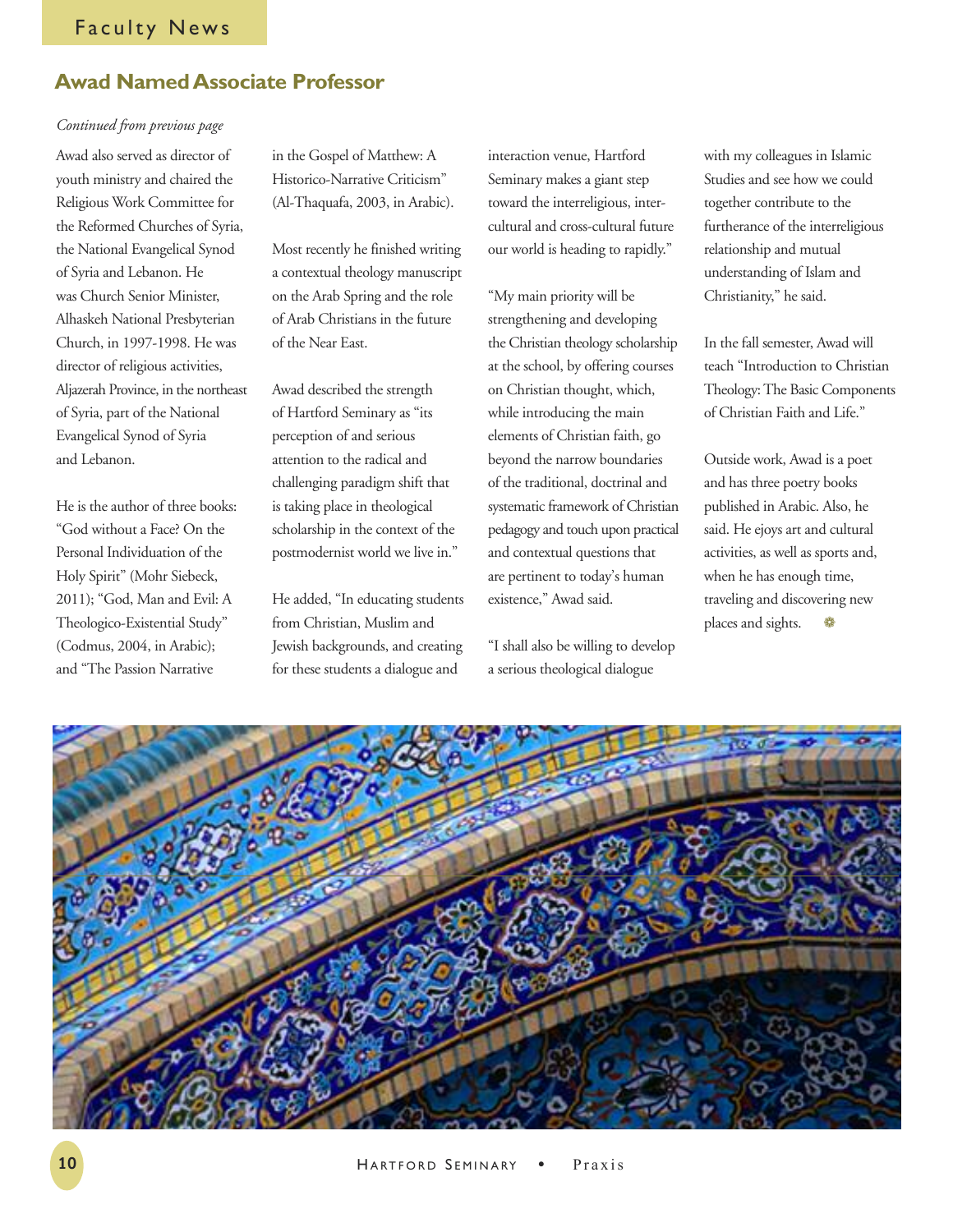## Awad Named Associate Professor

*Continued from previous page*

Awad also served as director of youth ministry and chaired the Religious Work Committee for the Reformed Churches of Syria, the National Evangelical Synod of Syria and Lebanon. He was Church Senior Minister, Alhaskeh National Presbyterian Church, in 1997-1998. He was director of religious activities, Aljazerah Province, in the northeast of Syria, part of the National Evangelical Synod of Syria and Lebanon.

He is the author of three books: "God without a Face? On the Personal Individuation of the Holy Spirit" (Mohr Siebeck, 2011); "God, Man and Evil: A Theologico-Existential Study" (Codmus, 2004, in Arabic); and "The Passion Narrative in the Gospel of Matthew: A Historico-Narrative Criticism" (Al-Thaqafa, 2003, in Arabic).

Most recently he finished writing a contextual theology manuscript on the Arab Spring and the role of Arab Christians in the future of the Near East.

Awad described the strength of Hartford Seminary as "its perception of and serious attention to the radical and challenging paradigm shift that is taking place in theological scholarship in the context of the postmodernist world we live in."

He added, "In educating students from Christian, Muslim and Jewish backgrounds, and creating for these students a dialogue and interaction venue, Hartford Seminary makes a giant step toward the interreligious, inter-cultural and cross-cultural future our world is heading to rapidly."

"My main priority will be strengthening and developing the Christian theology scholarship at the school, by offering courses on Christian thought, which, while introducing the main elements of Christian faith, go beyond the narrow boundaries of the traditional, doctrinal and systematic framework of Christian pedagogy and touch upon practical and contextual questions that are pertinent to today's human existence," Awad said.

"I shall also be willing to develop a serious theological dialogue with my colleagues in Islamic Studies and see how we could together contribute to the furtherance of the interreligious relationship and mutual understanding of Islam and Christianity," he said.

In the fall semester, Awad will teach "Introduction to Christian Theology: The Basic Components of Christian Faith and Life."

Outside work, Awad is a poet and has three poetry books published in Arabic. Also, he said. He ejoys art and cultural activities, as well as sports and, when he has enough time, traveling and discovering new places and sights.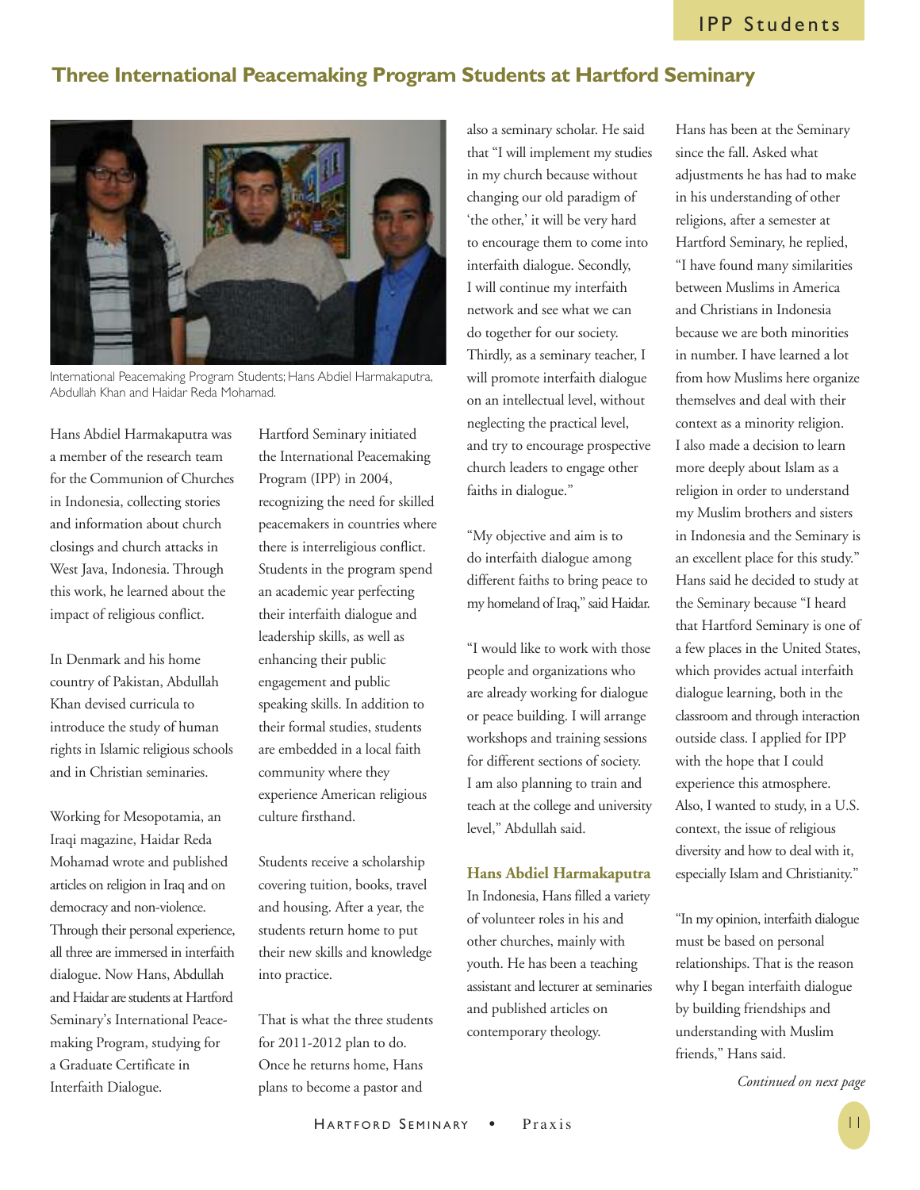## Three International Peacemaking Program Students at Hartford Seminary

International Peacemaking Program Students; Hans Abdiel Harmakaputra, Abdullah Khan and Haidar Reda Mohamad.

Hans Abdiel Harmakaputra was a member of the research team for the Communion of Churches in Indonesia, collecting stories and information about church closings and church attacks in West Java, Indonesia. Through this work, he learned about the impact of religious conflict.

In Denmark and his home country of Pakistan, Abdullah Khan devised curricula to introduce the study of human rights in Islamic religious schools and in Christian seminaries.

Working for Mesopotamia, an Iraqi magazine, Haidar Reda Mohamad wrote and published articles on religion in Iraq and on democracy and non-violence. Through their personal experience, all three are immersed in interfaith dialogue. Now Hans, Abdullah and Haidar are students at Hartford Seminary's International Peacemaking Program, studying for a Graduate Certificate in Interfaith Dialogue.

Hartford Seminary initiated the International Peacemaking Program (IPP) in 2004, recognizing the need for skilled peacemakers in countries where there is interreligious conflict. Students in the program spend an academic year perfecting their interfaith dialogue and leadership skills, as well as enhancing their public engagement and public speaking skills. In addition to their formal studies, students are embedded in a local faith community where they experience American religious culture firsthand.

Students receive a scholarship covering tuition, books, travel and housing. After a year, the students return home to put their new skills and knowledge into practice.

That is what the three students for 2011-2012 plan to do. Once he returns home, Hans plans to become a pastor and also a seminary scholar. He said that "I will implement my studies in my church because without changing our old paradigm of 'the other,' it will be very hard to encourage them to come into interfaith dialogue. Secondly, I will continue my interfaith network and see what we can do together for our society. Thirdly, as a seminary teacher, I will promote interfaith dialogue on an intellectual level, without neglecting the practical level, and try to encourage prospective church leaders to engage other faiths in dialogue."

"My objective and aim is to do interfaith dialogue among different faiths to bring peace to my homeland of Iraq," said Haidar.

"I would like to work with those people and organizations who are already working for dialogue or peace building. I will arrange workshops and training sessions for different sections of society. I am also planning to train and teach at the college and university level," Abdullah said.

### Hans Abdiel Harmakaputra

In Indonesia, Hans filled a variety of volunteer roles in his and other churches, mainly with youth. He has been a teaching assistant and lecturer at seminaries and published articles on contemporary theology.

Hans has been at the Seminary since the fall. Asked what adjustments he has had to make in his understanding of other religions, after a semester at Hartford Seminary, he replied, "I have found many similarities between Muslims in America and Christians in Indonesia because we are both minorities in number. I have learned a lot from how Muslims here organize themselves and deal with their context as a minority religion. I also made a decision to learn more deeply about Islam as a religion in order to understand my Muslim brothers and sisters in Indonesia and the Seminary is an excellent place for this study." Hans said he decided to study at the Seminary because "I heard that Hartford Seminary is one of a few places in the United States, which provides actual interfaith dialogue learning, both in the classroom and through interaction outside class. I applied for IPP with the hope that I could experience this atmosphere. Also, I wanted to study, in a U.S. context, the issue of religious diversity and how to deal with it, especially Islam and Christianity."

"In my opinion, interfaith dialogue must be based on personal relationships. That is the reason why I began interfaith dialogue by building friendships and understanding with Muslim friends," Hans said.

*Continued on next page*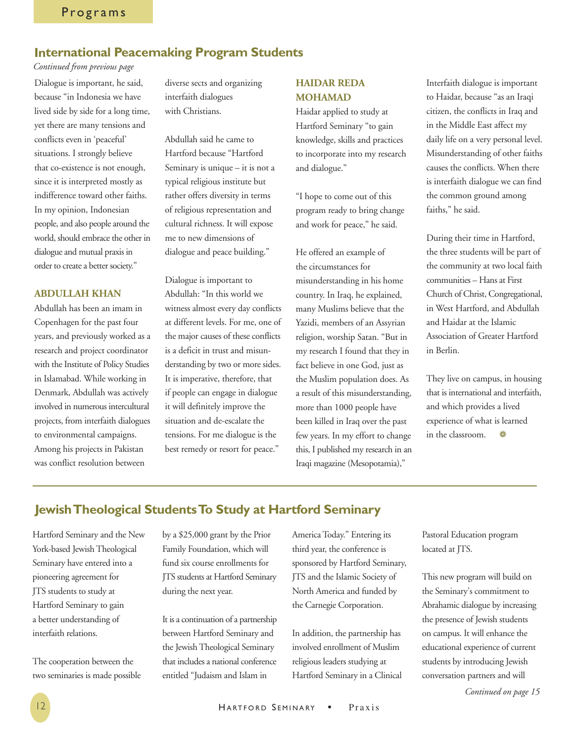## International Peacemaking Program Students

*Continued from previous page*

Dialogue is important, he said, because "in Indonesia we have lived side by side for a long time, yet there are many tensions and conflicts even in 'peaceful' situations. I strongly believe that co-existence is not enough, since it is interpreted mostly as indifference toward other faiths. In my opinion, Indonesian people, and also people around the world, should embrace the other in dialogue and mutual praxis in order to create a better society."

### ABDULLAH KHAN

Abdullah has been an imam in Copenhagen for the past four years, and previously worked as a research and project coordinator with the Institute of Policy Studies in Islamabad. While working in Denmark, Abdullah was actively involved in numerous intercultural projects, from interfaith dialogues to environmental campaigns. Among his projects in Pakistan was conflict resolution between diverse sects and organizing interfaith dialogues with Christians.

Abdullah said he came to Hartford because "Hartford Seminary is unique – it is not a typical religious institute but rather offers diversity in terms of religious representation and cultural richness. It will expose me to new dimensions of dialogue and peace building."

Dialogue is important to Abdullah: "In this world we witness almost every day conflicts at different levels. For me, one of the major causes of these conflicts is a deficit in trust and misunderstanding by two or more sides. It is imperative, therefore, that if people can engage in dialogue it will definitely improve the situation and de-escalate the tensions. For me dialogue is the best remedy or resort for peace."

### HAIDAR REDA MOHAMAD

Haidar applied to study at Hartford Seminary "to gain knowledge, skills and practices to incorporate into my research and dialogue."

"I hope to come out of this program ready to bring change and work for peace," he said.

He offered an example of the circumstances for misunderstanding in his home country. In Iraq, he explained, many Muslims believe that the Yazidi, members of an Assyrian religion, worship Satan. "But in my research I found that they in fact believe in one God, just as the Muslim population does. As a result of this misunderstanding, more than 1000 people have been killed in Iraq over the past few years. In my effort to change this, I published my research in an Iraqi magazine (Mesopotamia),"

Interfaith dialogue is important to Haidar, because "as an Iraqi citizen, the conflicts in Iraq and in the Middle East affect my daily life on a very personal level. Misunderstanding of other faiths causes the conflicts. When there is interfaith dialogue we can find the common ground among faiths," he said.

During their time in Hartford, the three students will be part of the community at two local faith communities – Hans at First Church of Christ, Congregational, in West Hartford, and Abdullah and Haidar at the Islamic Association of Greater Hartford in Berlin.

They live on campus, in housing that is international and interfaith, and which provides a lived experience of what is learned in the classroom.

## Jewish Theological Students To Study at Hartford Seminary

Hartford Seminary and the New York-based Jewish Theological Seminary have entered into a pioneering agreement for JTS students to study at Hartford Seminary to gain a better understanding of interfaith relations.

The cooperation between the two seminaries is made possible by a $25,000 grant by the Prior Family Foundation, which will fund six course enrollments for JTS students at Hartford Seminary during the next year.

It is a continuation of a partnership between Hartford Seminary and the Jewish Theological Seminary that includes a national conference entitled "Judaism and Islam in America Today." Entering its third year, the conference is sponsored by Hartford Seminary, JTS and the Islamic Society of North America and funded by the Carnegie Corporation.

In addition, the partnership has involved enrollment of Muslim religious leaders studying at Hartford Seminary in a Clinical Pastoral Education program located at JTS.

This new program will build on the Seminary's commitment to Abrahamic dialogue by increasing the presence of Jewish students on campus. It will enhance the educational experience of current students by introducing Jewish conversation partners and will

*Continued on page 15*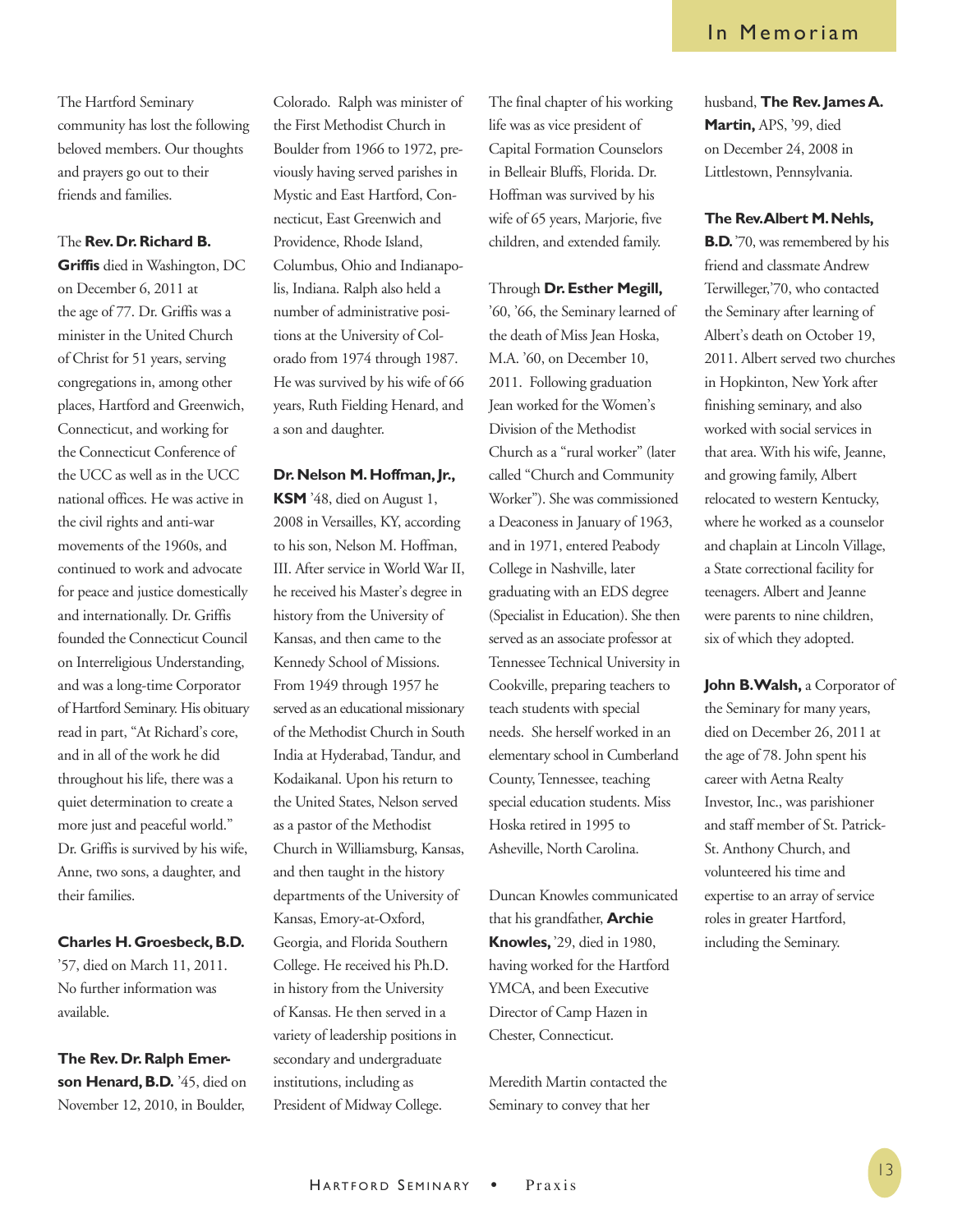# In Memoriam

The Hartford Seminary community has lost the following beloved members. Our thoughts and prayers go out to their friends and families.

The **Rev. Dr. Richard B. Griffis** died in Washington, DC on December 6, 2011 at the age of 77. Dr. Griffis was a minister in the United Church of Christ for 51 years, serving congregations in, among other places, Hartford and Greenwich, Connecticut, and working for the Connecticut Conference of the UCC as well as in the UCC national offices. He was active in the civil rights and anti-war movements of the 1960s, and continued to work and advocate for peace and justice domestically and internationally. Dr. Griffis founded the Connecticut Council on Interreligious Understanding, and was a long-time Corporator of Hartford Seminary. His obituary read in part, "At Richard's core, and in all of the work he did throughout his life, there was a quiet determination to create a more just and peaceful world." Dr. Griffis is survived by his wife, Anne, two sons, a daughter, and their families.

**Charles H. Groesbeck, B.D.** '57, died on March 11, 2011. No further information was available.

**The Rev. Dr. Ralph Emerson Henard, B.D.** '45, died on November 12, 2010, in Boulder, Colorado. Ralph was minister of the First Methodist Church in Boulder from 1966 to 1972, previously having served parishes in Mystic and East Hartford, Connecticut, East Greenwich and Providence, Rhode Island, Columbus, Ohio and Indianapolis, Indiana. Ralph also held a number of administrative positions at the University of Colorado from 1974 through 1987. He was survived by his wife of 66 years, Ruth Fielding Henard, and a son and daughter.

**Dr. Nelson M. Hoffman, Jr., KSM** '48, died on August 1, 2008 in Versailles, KY, according to his son, Nelson M. Hoffman, III. After service in World War II, he received his Master's degree in history from the University of Kansas, and then came to the Kennedy School of Missions. From 1949 through 1957 he served as an educational missionary of the Methodist Church in South India at Hyderabad, Tandur, and Kodaikanal. Upon his return to the United States, Nelson served as a pastor of the Methodist Church in Williamsburg, Kansas, and then taught in the history departments of the University of Kansas, Emory-at-Oxford, Georgia, and Florida Southern College. He received his Ph.D. in history from the University of Kansas. He then served in a variety of leadership positions in secondary and undergraduate institutions, including as President of Midway College. The final chapter of his working life was as vice president of Capital Formation Counselors in Belleair Bluffs, Florida. Dr. Hoffman was survived by his wife of 65 years, Marjorie, five children, and extended family.

Through **Dr. Esther Megill,** '60, '66, the Seminary learned of the death of Miss Jean Hoska, M.A. '60, on December 10, 2011. Following graduation Jean worked for the Women's Division of the Methodist Church as a "rural worker" (later called "Church and Community Worker"). She was commissioned a Deaconess in January of 1963, and in 1971, entered Peabody College in Nashville, later graduating with an EDS degree (Specialist in Education). She then served as an associate professor at Tennessee Technical University in Cookville, preparing teachers to teach students with special needs. She herself worked in an elementary school in Cumberland County, Tennessee, teaching special education students. Miss Hoska retired in 1995 to Asheville, North Carolina.

Duncan Knowles communicated that his grandfather, **Archie Knowles,** '29, died in 1980, having worked for the Hartford YMCA, and been Executive Director of Camp Hazen in Chester, Connecticut.

Meredith Martin contacted the Seminary to convey that her husband, **The Rev. James A. Martin,** APS, '99, died on December 24, 2008 in Littlestown, Pennsylvania.

**The Rev. Albert M. Nehls, B.D.** '70, was remembered by his friend and classmate Andrew Terwilleger,'70, who contacted the Seminary after learning of Albert's death on October 19, 2011. Albert served two churches in Hopkinton, New York after finishing seminary, and also worked with social services in that area. With his wife, Jeanne, and growing family, Albert relocated to western Kentucky, where he worked as a counselor and chaplain at Lincoln Village, a State correctional facility for teenagers. Albert and Jeanne were parents to nine children, six of which they adopted.

**John B. Walsh,** a Corporator of the Seminary for many years, died on December 26, 2011 at the age of 78. John spent his career with Aetna Realty Investor, Inc., was parishioner and staff member of St. Patrick-St. Anthony Church, and volunteered his time and expertise to an array of service roles in greater Hartford, including the Seminary.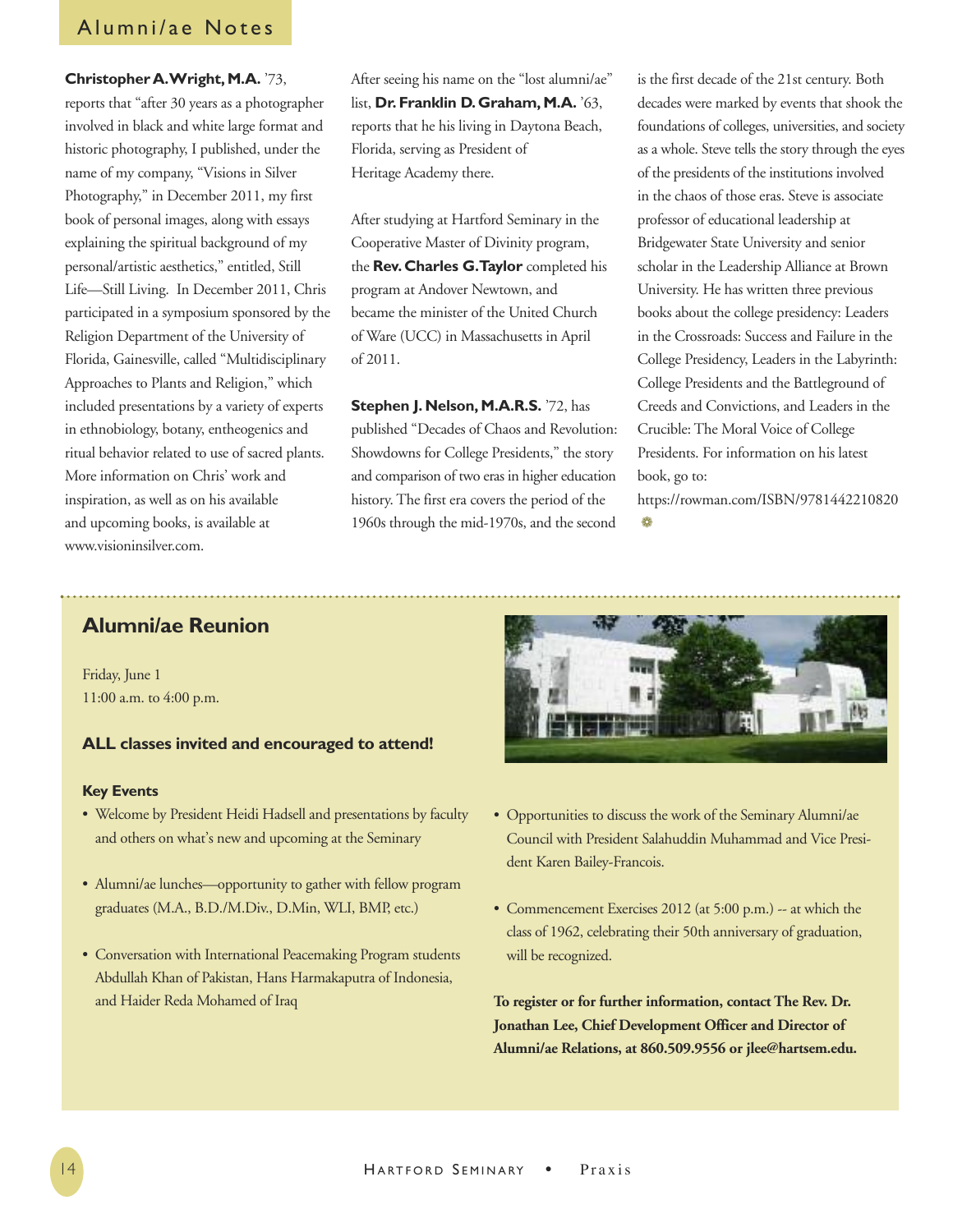## Alumni/ae Notes

**Christopher A. Wright, M.A.** '73, reports that "after 30 years as a photographer involved in black and white large format and historic photography, I published, under the name of my company, "Visions in Silver Photography," in December 2011, my first book of personal images, along with essays explaining the spiritual background of my personal/artistic aesthetics," entitled, Still Life—Still Living. In December 2011, Chris participated in a symposium sponsored by the Religion Department of the University of Florida, Gainesville, called "Multidisciplinary Approaches to Plants and Religion," which included presentations by a variety of experts in ethnobiology, botany, entheogenics and ritual behavior related to use of sacred plants. More information on Chris' work and inspiration, as well as on his available and upcoming books, is available at www.visioninsilver.com.

After seeing his name on the "lost alumni/ae" list, **Dr. Franklin D. Graham, M.A.** '63, reports that he his living in Daytona Beach, Florida, serving as President of Heritage Academy there.

After studying at Hartford Seminary in the Cooperative Master of Divinity program, the **Rev. Charles G. Taylor** completed his program at Andover Newtown, and became the minister of the United Church of Ware (UCC) in Massachusetts in April of 2011.

**Stephen J. Nelson, M.A.R.S.** '72, has published "Decades of Chaos and Revolution: Showdowns for College Presidents," the story and comparison of two eras in higher education history. The first era covers the period of the 1960s through the mid-1970s, and the second is the first decade of the 21st century. Both decades were marked by events that shook the foundations of colleges, universities, and society as a whole. Steve tells the story through the eyes of the presidents of the institutions involved in the chaos of those eras. Steve is associate professor of educational leadership at Bridgewater State University and senior scholar in the Leadership Alliance at Brown University. He has written three previous books about the college presidency: Leaders in the Crossroads: Success and Failure in the College Presidency, Leaders in the Labyrinth: College Presidents and the Battleground of Creeds and Convictions, and Leaders in the Crucible: The Moral Voice of College Presidents. For information on his latest book, go to: https://rowman.com/ISBN/9781442210820

## Alumni/ae Reunion

Friday, June 1
11:00 a.m. to 4:00 p.m.

**ALL classes invited and encouraged to attend!**

**Key Events**

- Welcome by President Heidi Hadsell and presentations by faculty and others on what's new and upcoming at the Seminary
- Alumni/ae lunches—opportunity to gather with fellow program graduates (M.A., B.D./M.Div., D.Min, WLI, BMP, etc.)
- Conversation with International Peacemaking Program students Abdullah Khan of Pakistan, Hans Harmakaputra of Indonesia, and Haider Reda Mohamed of Iraq
- Opportunities to discuss the work of the Seminary Alumni/ae Council with President Salahuddin Muhammad and Vice President Karen Bailey-Francois.
- Commencement Exercises 2012 (at 5:00 p.m.) -- at which the class of 1962, celebrating their 50th anniversary of graduation, will be recognized.

**To register or for further information, contact The Rev. Dr. Jonathan Lee, Chief Development Officer and Director of Alumni/ae Relations, at 860.509.9556 or jlee@hartsem.edu.**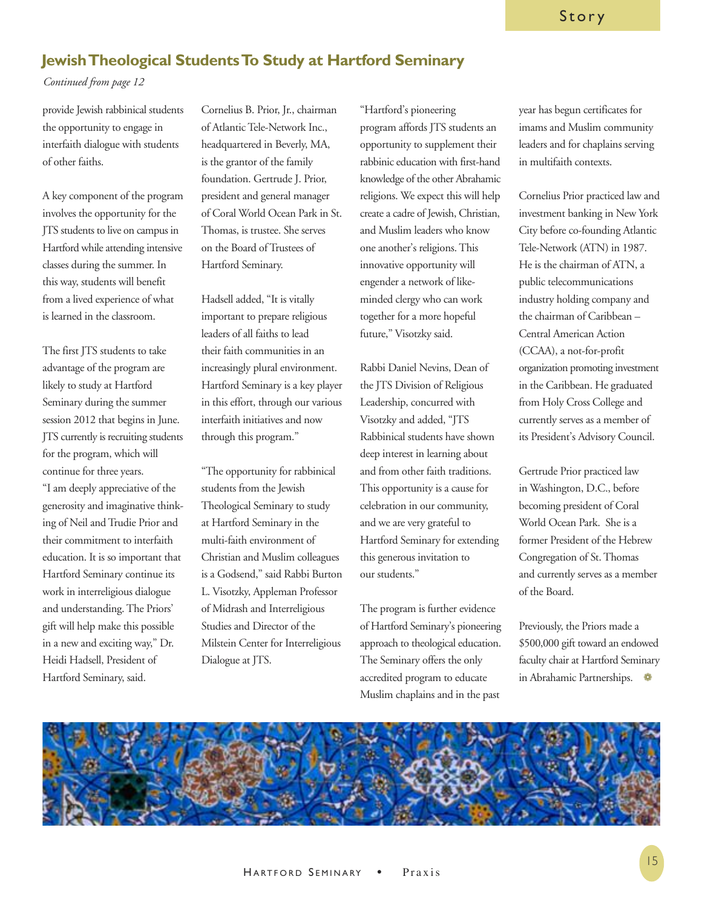## Jewish Theological Students To Study at Hartford Seminary

*Continued from page 12*

provide Jewish rabbinical students the opportunity to engage in interfaith dialogue with students of other faiths.

A key component of the program involves the opportunity for the JTS students to live on campus in Hartford while attending intensive classes during the summer. In this way, students will benefit from a lived experience of what is learned in the classroom.

The first JTS students to take advantage of the program are likely to study at Hartford Seminary during the summer session 2012 that begins in June. JTS currently is recruiting students for the program, which will continue for three years.

"I am deeply appreciative of the generosity and imaginative thinking of Neil and Trudie Prior and their commitment to interfaith education. It is so important that Hartford Seminary continue its work in interreligious dialogue and understanding. The Priors' gift will help make this possible in a new and exciting way," Dr. Heidi Hadsell, President of Hartford Seminary, said.

Cornelius B. Prior, Jr., chairman of Atlantic Tele-Network Inc., headquartered in Beverly, MA, is the grantor of the family foundation. Gertrude J. Prior, president and general manager of Coral World Ocean Park in St. Thomas, is trustee. She serves on the Board of Trustees of Hartford Seminary.

Hadsell added, "It is vitally important to prepare religious leaders of all faiths to lead their faith communities in an increasingly plural environment. Hartford Seminary is a key player in this effort, through our various interfaith initiatives and now through this program."

"The opportunity for rabbinical students from the Jewish Theological Seminary to study at Hartford Seminary in the multi-faith environment of Christian and Muslim colleagues is a Godsend," said Rabbi Burton L. Visotzky, Appleman Professor of Midrash and Interreligious Studies and Director of the Milstein Center for Interreligious Dialogue at JTS.

"Hartford's pioneering program affords JTS students an opportunity to supplement their rabbinic education with first-hand knowledge of the other Abrahamic religions. We expect this will help create a cadre of Jewish, Christian, and Muslim leaders who know one another's religions. This innovative opportunity will engender a network of like-minded clergy who can work together for a more hopeful future," Visotzky said.

Rabbi Daniel Nevins, Dean of the JTS Division of Religious Leadership, concurred with Visotzky and added, "JTS Rabbinical students have shown deep interest in learning about and from other faith traditions. This opportunity is a cause for celebration in our community, and we are very grateful to Hartford Seminary for extending this generous invitation to our students."

The program is further evidence of Hartford Seminary's pioneering approach to theological education. The Seminary offers the only accredited program to educate Muslim chaplains and in the past year has begun certificates for imams and Muslim community leaders and for chaplains serving in multifaith contexts.

Cornelius Prior practiced law and investment banking in New York City before co-founding Atlantic Tele-Network (ATN) in 1987. He is the chairman of ATN, a public telecommunications industry holding company and the chairman of Caribbean – Central American Action (CCAA), a not-for-profit organization promoting investment in the Caribbean. He graduated from Holy Cross College and currently serves as a member of its President's Advisory Council.

Gertrude Prior practiced law in Washington, D.C., before becoming president of Coral World Ocean Park. She is a former President of the Hebrew Congregation of St. Thomas and currently serves as a member of the Board.

Previously, the Priors made a $500,000 gift toward an endowed faculty chair at Hartford Seminary in Abrahamic Partnerships.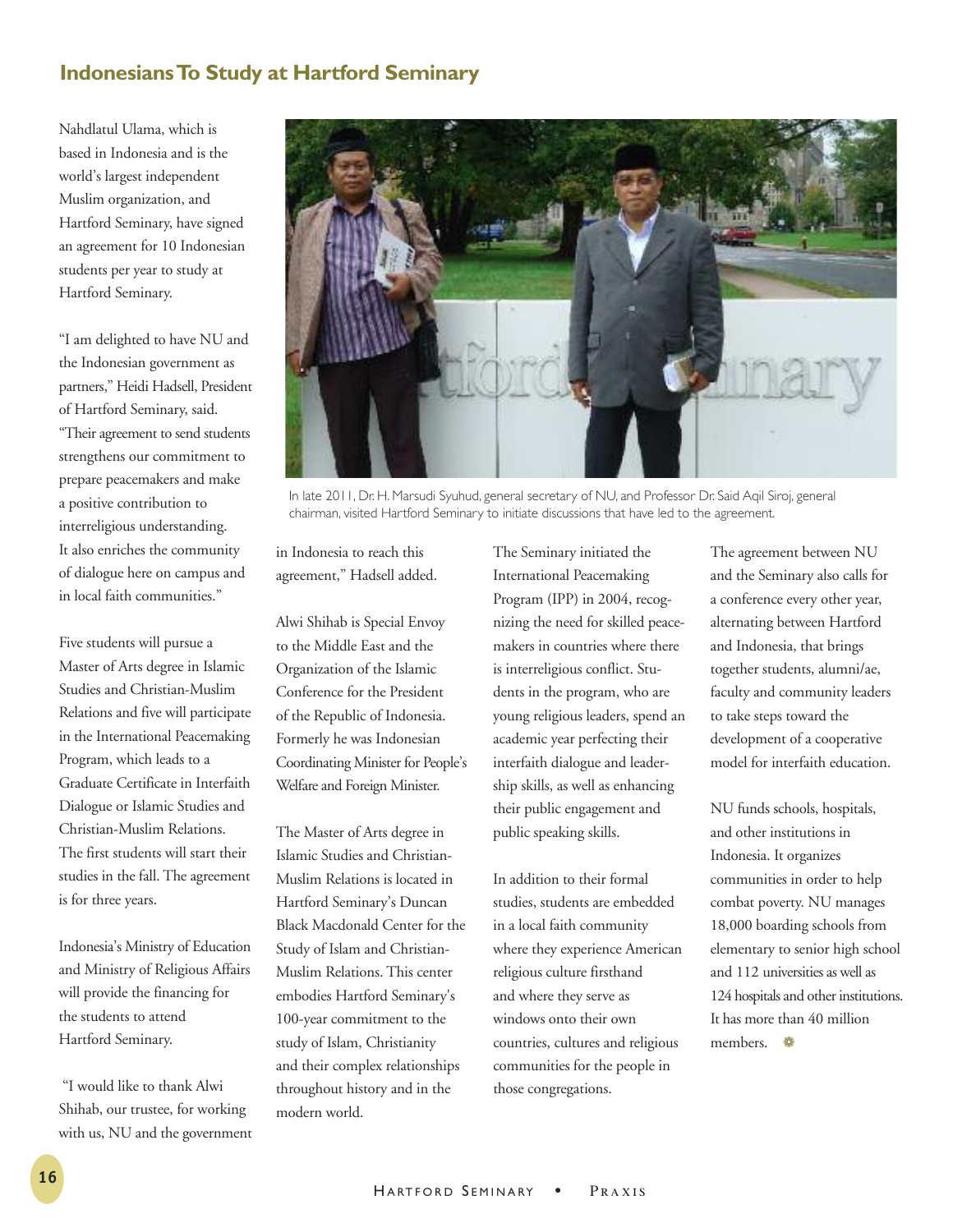## Indonesians To Study at Hartford Seminary

Nahdlatul Ulama, which is based in Indonesia and is the world's largest independent Muslim organization, and Hartford Seminary, have signed an agreement for 10 Indonesian students per year to study at Hartford Seminary.

"I am delighted to have NU and the Indonesian government as partners," Heidi Hadsell, President of Hartford Seminary, said. "Their agreement to send students strengthens our commitment to prepare peacemakers and make a positive contribution to interreligious understanding. It also enriches the community of dialogue here on campus and in local faith communities."

Five students will pursue a Master of Arts degree in Islamic Studies and Christian-Muslim Relations and five will participate in the International Peacemaking Program, which leads to a Graduate Certificate in Interfaith Dialogue or Islamic Studies and Christian-Muslim Relations. The first students will start their studies in the fall. The agreement is for three years.

Indonesia's Ministry of Education and Ministry of Religious Affairs will provide the financing for the students to attend Hartford Seminary.

"I would like to thank Alwi Shihab, our trustee, for working with us, NU and the government in Indonesia to reach this agreement," Hadsell added.

In late 2011, Dr. H. Marsudi Syuhud, general secretary of NU, and Professor Dr. Said Aqil Siroj, general chairman, visited Hartford Seminary to initiate discussions that have led to the agreement.

Alwi Shihab is Special Envoy to the Middle East and the Organization of the Islamic Conference for the President of the Republic of Indonesia. Formerly he was Indonesian Coordinating Minister for People's Welfare and Foreign Minister.

The Master of Arts degree in Islamic Studies and Christian-Muslim Relations is located in Hartford Seminary's Duncan Black Macdonald Center for the Study of Islam and Christian-Muslim Relations. This center embodies Hartford Seminary's 100-year commitment to the study of Islam, Christianity and their complex relationships throughout history and in the modern world.

The Seminary initiated the International Peacemaking Program (IPP) in 2004, recognizing the need for skilled peacemakers in countries where there is interreligious conflict. Students in the program, who are young religious leaders, spend an academic year perfecting their interfaith dialogue and leadership skills, as well as enhancing their public engagement and public speaking skills.

In addition to their formal studies, students are embedded in a local faith community where they experience American religious culture firsthand and where they serve as windows onto their own countries, cultures and religious communities for the people in those congregations.

The agreement between NU and the Seminary also calls for a conference every other year, alternating between Hartford and Indonesia, that brings together students, alumni/ae, faculty and community leaders to take steps toward the development of a cooperative model for interfaith education.

NU funds schools, hospitals, and other institutions in Indonesia. It organizes communities in order to help combat poverty. NU manages 18,000 boarding schools from elementary to senior high school and 112 universities as well as 124 hospitals and other institutions. It has more than 40 million members.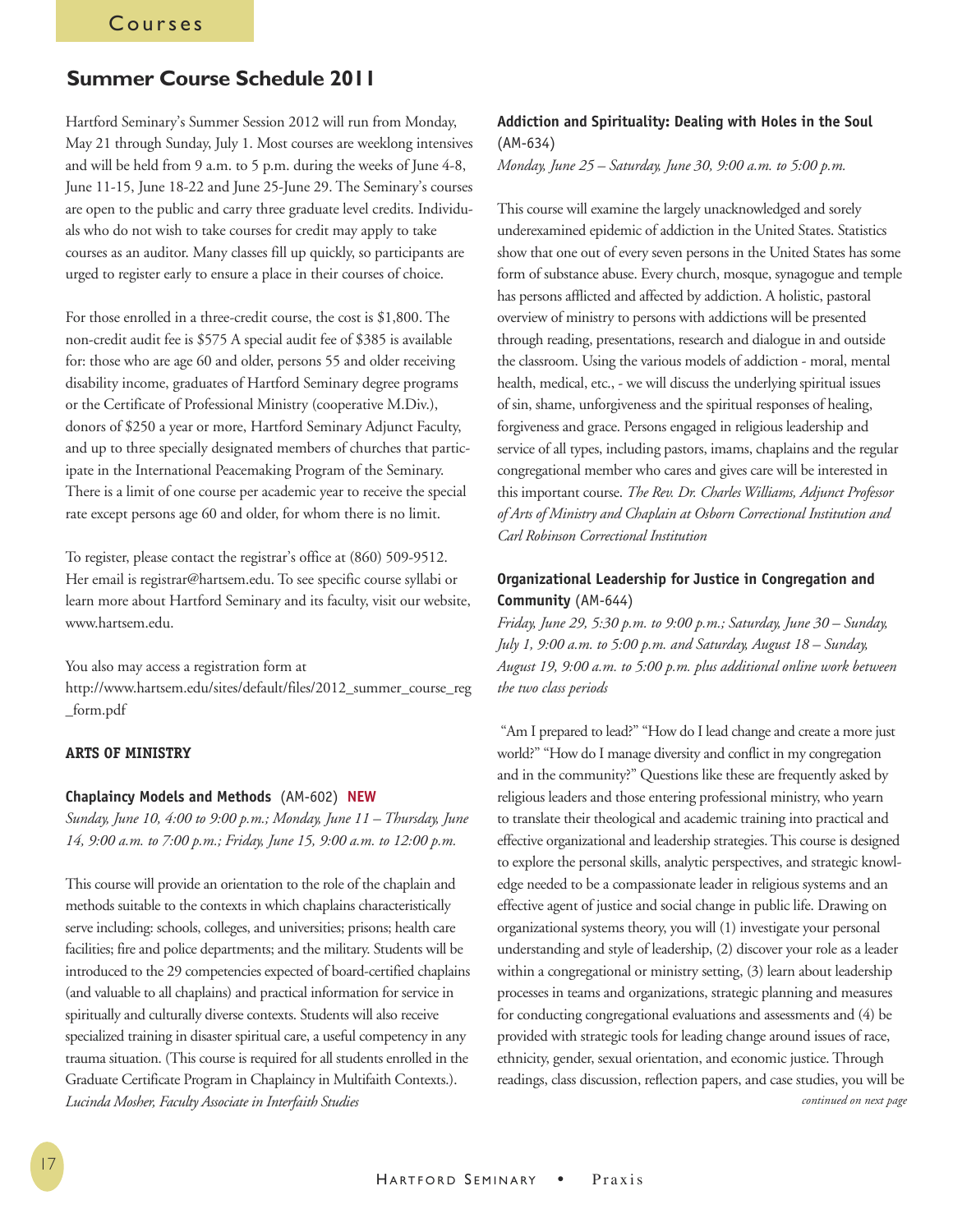## Summer Course Schedule 2011

Hartford Seminary's Summer Session 2012 will run from Monday, May 21 through Sunday, July 1. Most courses are weeklong intensives and will be held from 9 a.m. to 5 p.m. during the weeks of June 4-8, June 11-15, June 18-22 and June 25-June 29. The Seminary's courses are open to the public and carry three graduate level credits. Individuals who do not wish to take courses for credit may apply to take courses as an auditor. Many classes fill up quickly, so participants are urged to register early to ensure a place in their courses of choice.

For those enrolled in a three-credit course, the cost is $1,800. The non-credit audit fee is $575 A special audit fee of $385 is available for: those who are age 60 and older, persons 55 and older receiving disability income, graduates of Hartford Seminary degree programs or the Certificate of Professional Ministry (cooperative M.Div.), donors of $250 a year or more, Hartford Seminary Adjunct Faculty, and up to three specially designated members of churches that participate in the International Peacemaking Program of the Seminary. There is a limit of one course per academic year to receive the special rate except persons age 60 and older, for whom there is no limit.

To register, please contact the registrar's office at (860) 509-9512. Her email is registrar@hartsem.edu. To see specific course syllabi or learn more about Hartford Seminary and its faculty, visit our website, www.hartsem.edu.

You also may access a registration form at http://www.hartsem.edu/sites/default/files/2012_summer_course_reg_form.pdf

### ARTS OF MINISTRY

**Chaplaincy Models and Methods** (AM-602) **NEW**
*Sunday, June 10, 4:00 to 9:00 p.m.; Monday, June 11 – Thursday, June 14, 9:00 a.m. to 7:00 p.m.; Friday, June 15, 9:00 a.m. to 12:00 p.m.*

This course will provide an orientation to the role of the chaplain and methods suitable to the contexts in which chaplains characteristically serve including: schools, colleges, and universities; prisons; health care facilities; fire and police departments; and the military. Students will be introduced to the 29 competencies expected of board-certified chaplains (and valuable to all chaplains) and practical information for service in spiritually and culturally diverse contexts. Students will also receive specialized training in disaster spiritual care, a useful competency in any trauma situation. (This course is required for all students enrolled in the Graduate Certificate Program in Chaplaincy in Multifaith Contexts.). *Lucinda Mosher, Faculty Associate in Interfaith Studies*

**Addiction and Spirituality: Dealing with Holes in the Soul** (AM-634)
*Monday, June 25 – Saturday, June 30, 9:00 a.m. to 5:00 p.m.*

This course will examine the largely unacknowledged and sorely underexamined epidemic of addiction in the United States. Statistics show that one out of every seven persons in the United States has some form of substance abuse. Every church, mosque, synagogue and temple has persons afflicted and affected by addiction. A holistic, pastoral overview of ministry to persons with addictions will be presented through reading, presentations, research and dialogue in and outside the classroom. Using the various models of addiction - moral, mental health, medical, etc., - we will discuss the underlying spiritual issues of sin, shame, unforgiveness and the spiritual responses of healing, forgiveness and grace. Persons engaged in religious leadership and service of all types, including pastors, imams, chaplains and the regular congregational member who cares and gives care will be interested in this important course. *The Rev. Dr. Charles Williams, Adjunct Professor of Arts of Ministry and Chaplain at Osborn Correctional Institution and Carl Robinson Correctional Institution*

**Organizational Leadership for Justice in Congregation and Community** (AM-644)
*Friday, June 29, 5:30 p.m. to 9:00 p.m.; Saturday, June 30 – Sunday, July 1, 9:00 a.m. to 5:00 p.m. and Saturday, August 18 – Sunday, August 19, 9:00 a.m. to 5:00 p.m. plus additional online work between the two class periods*

"Am I prepared to lead?" "How do I lead change and create a more just world?" "How do I manage diversity and conflict in my congregation and in the community?" Questions like these are frequently asked by religious leaders and those entering professional ministry, who yearn to translate their theological and academic training into practical and effective organizational and leadership strategies. This course is designed to explore the personal skills, analytic perspectives, and strategic knowledge needed to be a compassionate leader in religious systems and an effective agent of justice and social change in public life. Drawing on organizational systems theory, you will (1) investigate your personal understanding and style of leadership, (2) discover your role as a leader within a congregational or ministry setting, (3) learn about leadership processes in teams and organizations, strategic planning and measures for conducting congregational evaluations and assessments and (4) be provided with strategic tools for leading change around issues of race, ethnicity, gender, sexual orientation, and economic justice. Through readings, class discussion, reflection papers, and case studies, you will be

*continued on next page*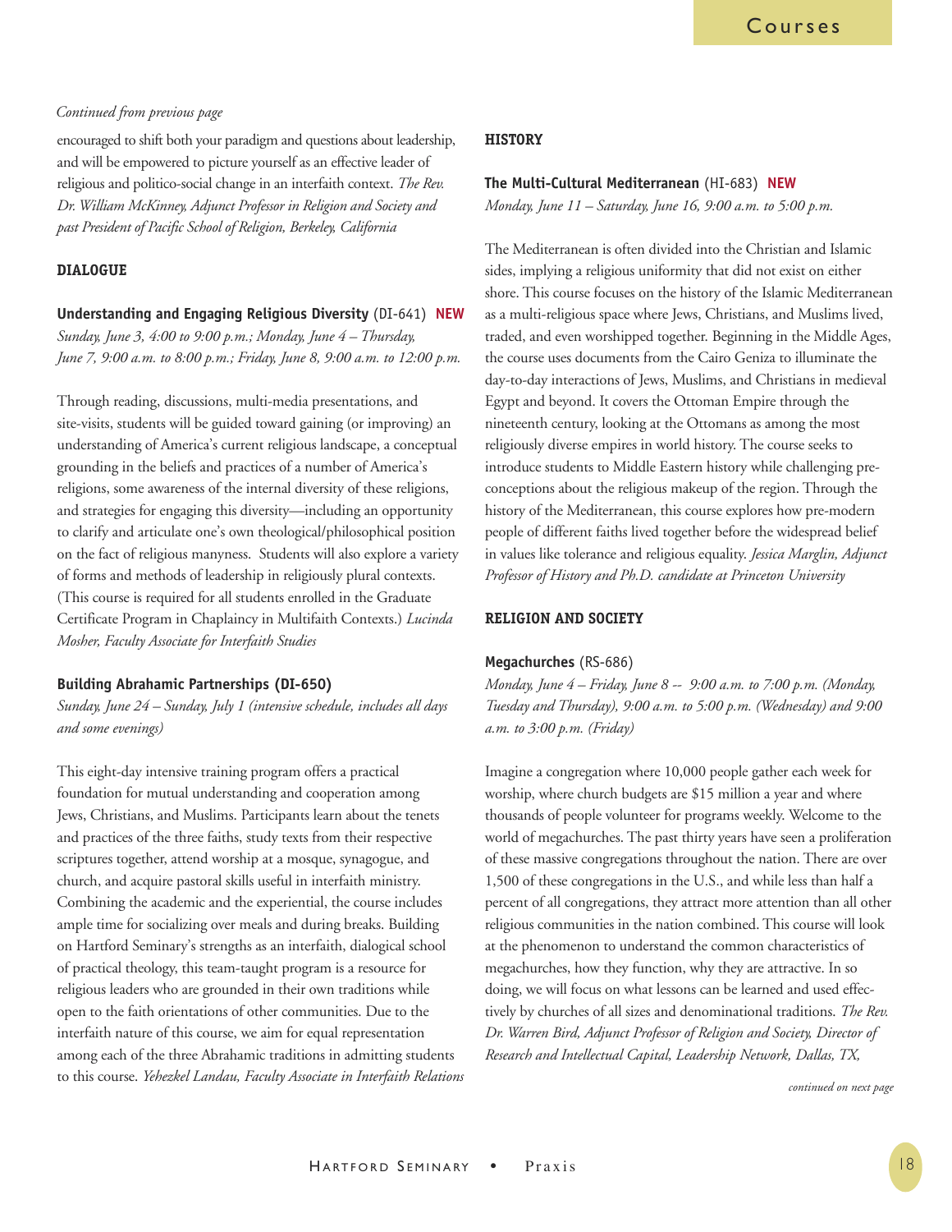*Continued from previous page*

encouraged to shift both your paradigm and questions about leadership, and will be empowered to picture yourself as an effective leader of religious and politico-social change in an interfaith context. *The Rev. Dr. William McKinney, Adjunct Professor in Religion and Society and past President of Pacific School of Religion, Berkeley, California*

## DIALOGUE

### Understanding and Engaging Religious Diversity (DI-641) NEW

*Sunday, June 3, 4:00 to 9:00 p.m.; Monday, June 4 – Thursday, June 7, 9:00 a.m. to 8:00 p.m.; Friday, June 8, 9:00 a.m. to 12:00 p.m.*

Through reading, discussions, multi-media presentations, and site-visits, students will be guided toward gaining (or improving) an understanding of America's current religious landscape, a conceptual grounding in the beliefs and practices of a number of America's religions, some awareness of the internal diversity of these religions, and strategies for engaging this diversity—including an opportunity to clarify and articulate one's own theological/philosophical position on the fact of religious manyness. Students will also explore a variety of forms and methods of leadership in religiously plural contexts. (This course is required for all students enrolled in the Graduate Certificate Program in Chaplaincy in Multifaith Contexts.) *Lucinda Mosher, Faculty Associate for Interfaith Studies*

### Building Abrahamic Partnerships (DI-650)

*Sunday, June 24 – Sunday, July 1 (intensive schedule, includes all days and some evenings)*

This eight-day intensive training program offers a practical foundation for mutual understanding and cooperation among Jews, Christians, and Muslims. Participants learn about the tenets and practices of the three faiths, study texts from their respective scriptures together, attend worship at a mosque, synagogue, and church, and acquire pastoral skills useful in interfaith ministry. Combining the academic and the experiential, the course includes ample time for socializing over meals and during breaks. Building on Hartford Seminary's strengths as an interfaith, dialogical school of practical theology, this team-taught program is a resource for religious leaders who are grounded in their own traditions while open to the faith orientations of other communities. Due to the interfaith nature of this course, we aim for equal representation among each of the three Abrahamic traditions in admitting students to this course. *Yehezkel Landau, Faculty Associate in Interfaith Relations*

## HISTORY

### The Multi-Cultural Mediterranean (HI-683) NEW

*Monday, June 11 – Saturday, June 16, 9:00 a.m. to 5:00 p.m.*

The Mediterranean is often divided into the Christian and Islamic sides, implying a religious uniformity that did not exist on either shore. This course focuses on the history of the Islamic Mediterranean as a multi-religious space where Jews, Christians, and Muslims lived, traded, and even worshipped together. Beginning in the Middle Ages, the course uses documents from the Cairo Geniza to illuminate the day-to-day interactions of Jews, Muslims, and Christians in medieval Egypt and beyond. It covers the Ottoman Empire through the nineteenth century, looking at the Ottomans as among the most religiously diverse empires in world history. The course seeks to introduce students to Middle Eastern history while challenging pre-conceptions about the religious makeup of the region. Through the history of the Mediterranean, this course explores how pre-modern people of different faiths lived together before the widespread belief in values like tolerance and religious equality. *Jessica Marglin, Adjunct Professor of History and Ph.D. candidate at Princeton University*

## RELIGION AND SOCIETY

### Megachurches (RS-686)

*Monday, June 4 – Friday, June 8 -- 9:00 a.m. to 7:00 p.m. (Monday, Tuesday and Thursday), 9:00 a.m. to 5:00 p.m. (Wednesday) and 9:00 a.m. to 3:00 p.m. (Friday)*

Imagine a congregation where 10,000 people gather each week for worship, where church budgets are $15 million a year and where thousands of people volunteer for programs weekly. Welcome to the world of megachurches. The past thirty years have seen a proliferation of these massive congregations throughout the nation. There are over 1,500 of these congregations in the U.S., and while less than half a percent of all congregations, they attract more attention than all other religious communities in the nation combined. This course will look at the phenomenon to understand the common characteristics of megachurches, how they function, why they are attractive. In so doing, we will focus on what lessons can be learned and used effectively by churches of all sizes and denominational traditions. *The Rev. Dr. Warren Bird, Adjunct Professor of Religion and Society, Director of Research and Intellectual Capital, Leadership Network, Dallas, TX,*

*continued on next page*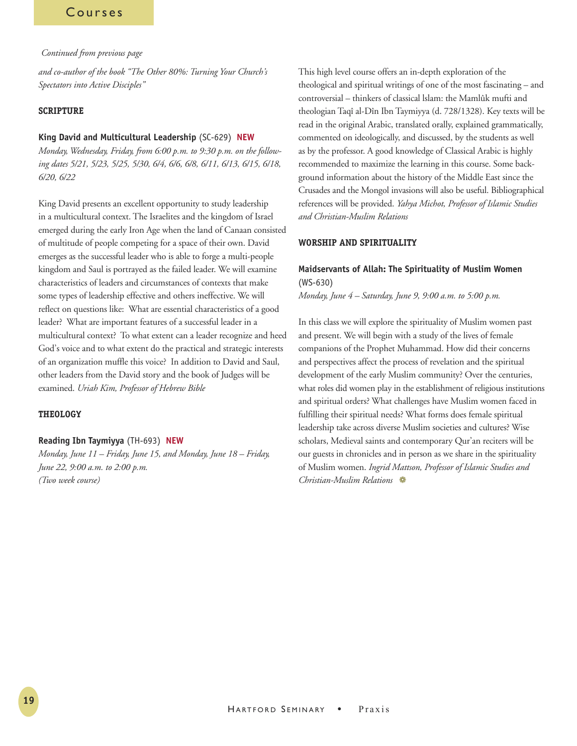*Continued from previous page*

*and co-author of the book "The Other 80%: Turning Your Church's Spectators into Active Disciples"*

## SCRIPTURE

### King David and Multicultural Leadership (SC-629) NEW

*Monday, Wednesday, Friday, from 6:00 p.m. to 9:30 p.m. on the following dates 5/21, 5/23, 5/25, 5/30, 6/4, 6/6, 6/8, 6/11, 6/13, 6/15, 6/18, 6/20, 6/22*

King David presents an excellent opportunity to study leadership in a multicultural context. The Israelites and the kingdom of Israel emerged during the early Iron Age when the land of Canaan consisted of multitude of people competing for a space of their own. David emerges as the successful leader who is able to forge a multi-people kingdom and Saul is portrayed as the failed leader. We will examine characteristics of leaders and circumstances of contexts that make some types of leadership effective and others ineffective. We will reflect on questions like: What are essential characteristics of a good leader? What are important features of a successful leader in a multicultural context? To what extent can a leader recognize and heed God's voice and to what extent do the practical and strategic interests of an organization muffle this voice? In addition to David and Saul, other leaders from the David story and the book of Judges will be examined. *Uriah Kim, Professor of Hebrew Bible*

## THEOLOGY

### Reading Ibn Taymiyya (TH-693) NEW

*Monday, June 11 – Friday, June 15, and Monday, June 18 – Friday, June 22, 9:00 a.m. to 2:00 p.m.*
*(Two week course)*

This high level course offers an in-depth exploration of the theological and spiritual writings of one of the most fascinating – and controversial – thinkers of classical Islam: the Mamlûk mufti and theologian Taqî al-Dîn Ibn Taymiyya (d. 728/1328). Key texts will be read in the original Arabic, translated orally, explained grammatically, commented on ideologically, and discussed, by the students as well as by the professor. A good knowledge of Classical Arabic is highly recommended to maximize the learning in this course. Some background information about the history of the Middle East since the Crusades and the Mongol invasions will also be useful. Bibliographical references will be provided. *Yahya Michot, Professor of Islamic Studies and Christian-Muslim Relations*

## WORSHIP AND SPIRITUALITY

### Maidservants of Allah: The Spirituality of Muslim Women (WS-630)

*Monday, June 4 – Saturday, June 9, 9:00 a.m. to 5:00 p.m.*

In this class we will explore the spirituality of Muslim women past and present. We will begin with a study of the lives of female companions of the Prophet Muhammad. How did their concerns and perspectives affect the process of revelation and the spiritual development of the early Muslim community? Over the centuries, what roles did women play in the establishment of religious institutions and spiritual orders? What challenges have Muslim women faced in fulfilling their spiritual needs? What forms does female spiritual leadership take across diverse Muslim societies and cultures? Wise scholars, Medieval saints and contemporary Qur'an reciters will be our guests in chronicles and in person as we share in the spirituality of Muslim women. *Ingrid Mattson, Professor of Islamic Studies and Christian-Muslim Relations*